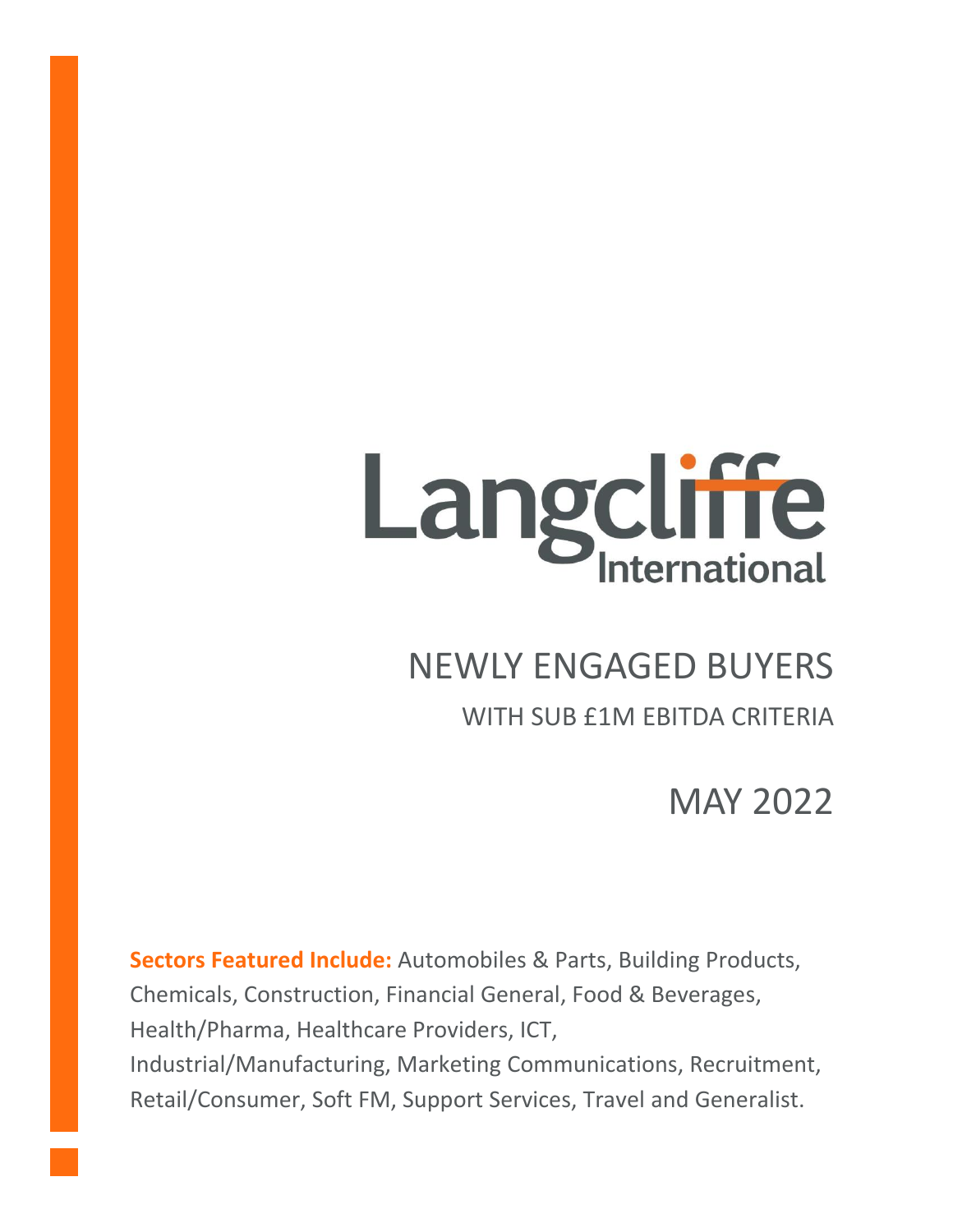# Langcliffe International

# NEWLY ENGAGED BUYERS

## WITH SUB £1M EBITDA CRITERIA

## MAY 2022

**Sectors Featured Include:** Automobiles & Parts, Building Products, Chemicals, Construction, Financial General, Food & Beverages, Health/Pharma, Healthcare Providers, ICT, Industrial/Manufacturing, Marketing Communications, Recruitment, Retail/Consumer, Soft FM, Support Services, Travel and Generalist.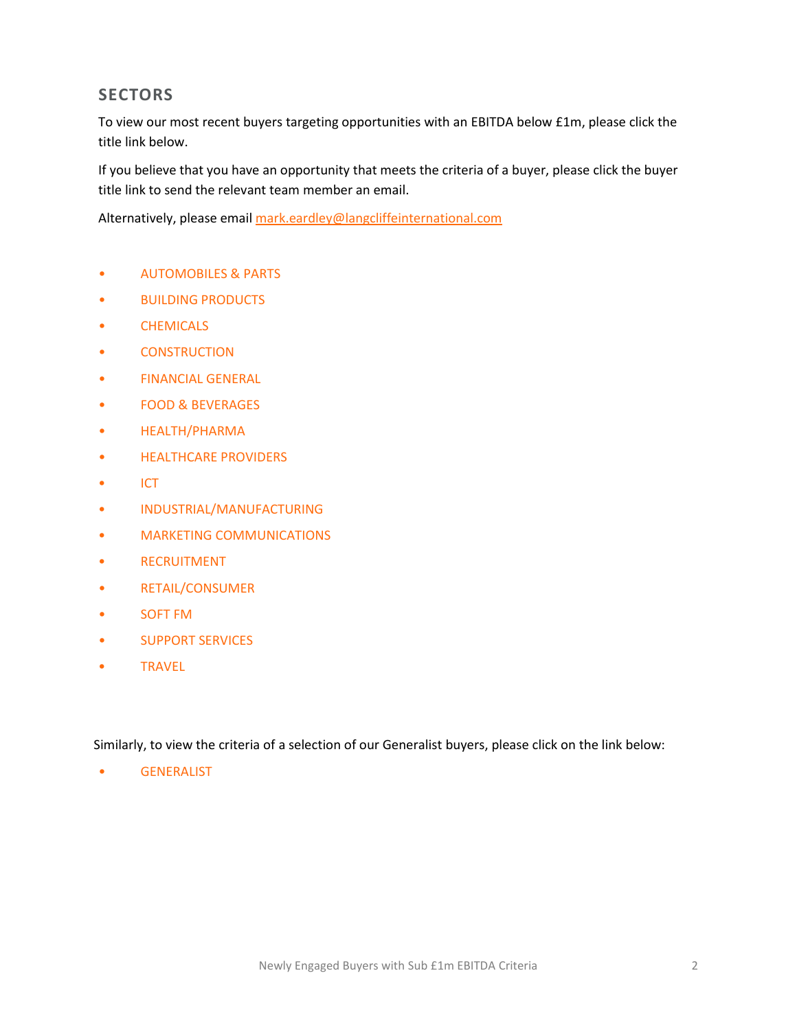## SECTORS

To view our most recent buyers targeting opportunities with an EBITDA below £1m, please click the title link below.

If you believe that you have an opportunity that meets the criteria of a buyer, please click the buyer title link to send the relevant team member an email.

Alternatively, please email mark.eardley@langcliffeinternational.com

- AUTOMOBILES & PARTS
- BUILDING PRODUCTS
- CHEMICALS
- CONSTRUCTION
- FINANCIAL GENERAL
- FOOD & BEVERAGES
- HEALTH/PHARMA
- HEALTHCARE PROVIDERS
- ICT
- INDUSTRIAL/MANUFACTURING
- MARKETING COMMUNICATIONS
- RECRUITMENT
- RETAIL/CONSUMER
- SOFT FM
- SUPPORT SERVICES
- TRAVEL

Similarly, to view the criteria of a selection of our Generalist buyers, please click on the link below:

- GENERALIST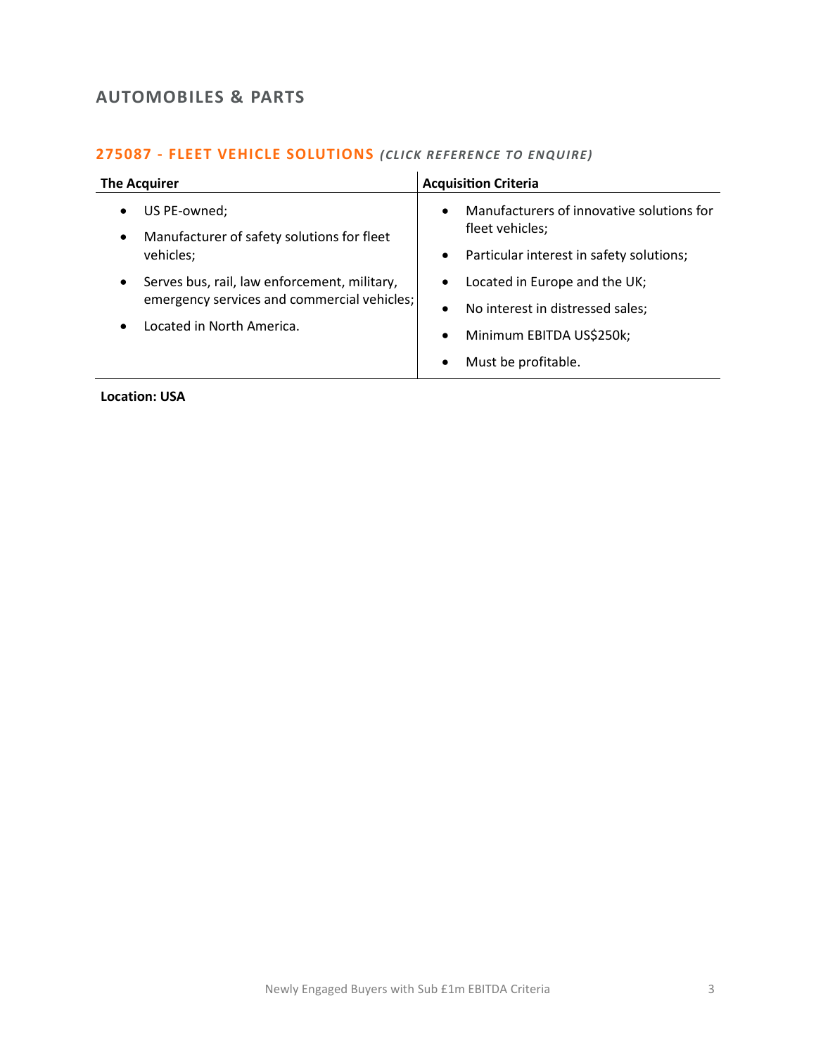## AUTOMOBILES & PARTS

### 275087 - FLEET VEHICLE SOLUTIONS *(CLICK REFERENCE TO ENQUIRE)*

| The Acquirer | Acquisition Criteria |
| --- | --- |
| • US PE-owned;<br>• Manufacturer of safety solutions for fleet vehicles;<br>• Serves bus, rail, law enforcement, military, emergency services and commercial vehicles;<br>• Located in North America. | • Manufacturers of innovative solutions for fleet vehicles;<br>• Particular interest in safety solutions;<br>• Located in Europe and the UK;<br>• No interest in distressed sales;<br>• Minimum EBITDA US$250k;<br>• Must be profitable. |

**Location: USA**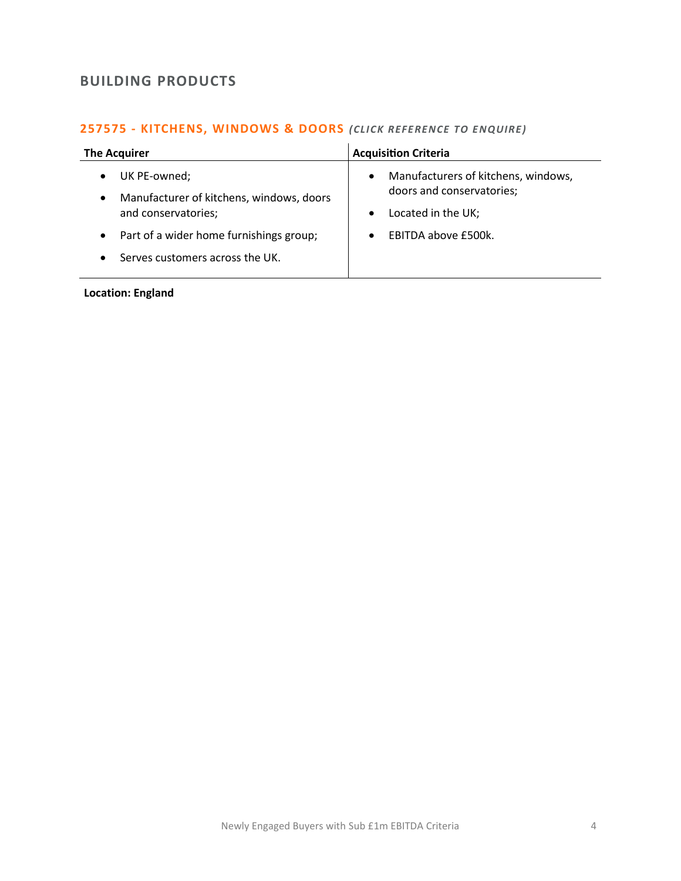## BUILDING PRODUCTS

### 257575 - KITCHENS, WINDOWS & DOORS *(CLICK REFERENCE TO ENQUIRE)*

| The Acquirer | Acquisition Criteria |
|---|---|
| • UK PE-owned;<br>• Manufacturer of kitchens, windows, doors and conservatories;<br>• Part of a wider home furnishings group;<br>• Serves customers across the UK. | • Manufacturers of kitchens, windows, doors and conservatories;<br>• Located in the UK;<br>• EBITDA above £500k. |

**Location: England**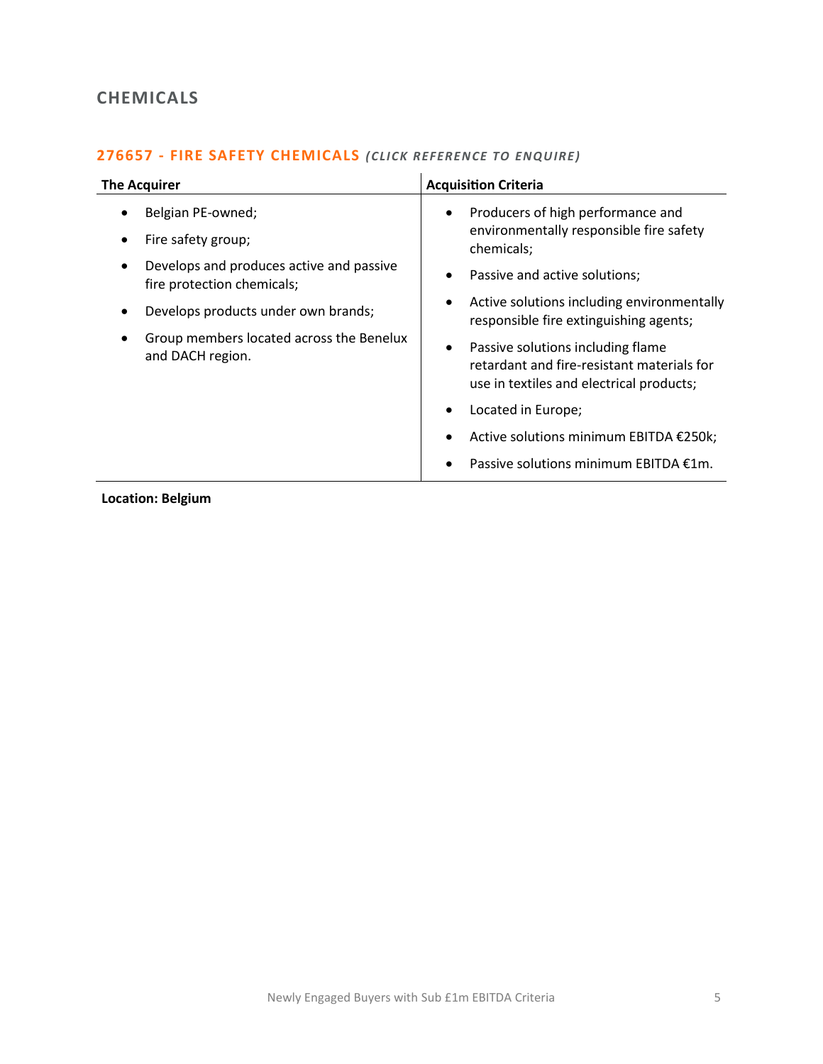## CHEMICALS

### 276657 - FIRE SAFETY CHEMICALS *(CLICK REFERENCE TO ENQUIRE)*

| The Acquirer | Acquisition Criteria |
|---|---|
| • Belgian PE-owned;<br>• Fire safety group;<br>• Develops and produces active and passive fire protection chemicals;<br>• Develops products under own brands;<br>• Group members located across the Benelux and DACH region. | • Producers of high performance and environmentally responsible fire safety chemicals;<br>• Passive and active solutions;<br>• Active solutions including environmentally responsible fire extinguishing agents;<br>• Passive solutions including flame retardant and fire-resistant materials for use in textiles and electrical products;<br>• Located in Europe;<br>• Active solutions minimum EBITDA €250k;<br>• Passive solutions minimum EBITDA €1m. |

**Location: Belgium**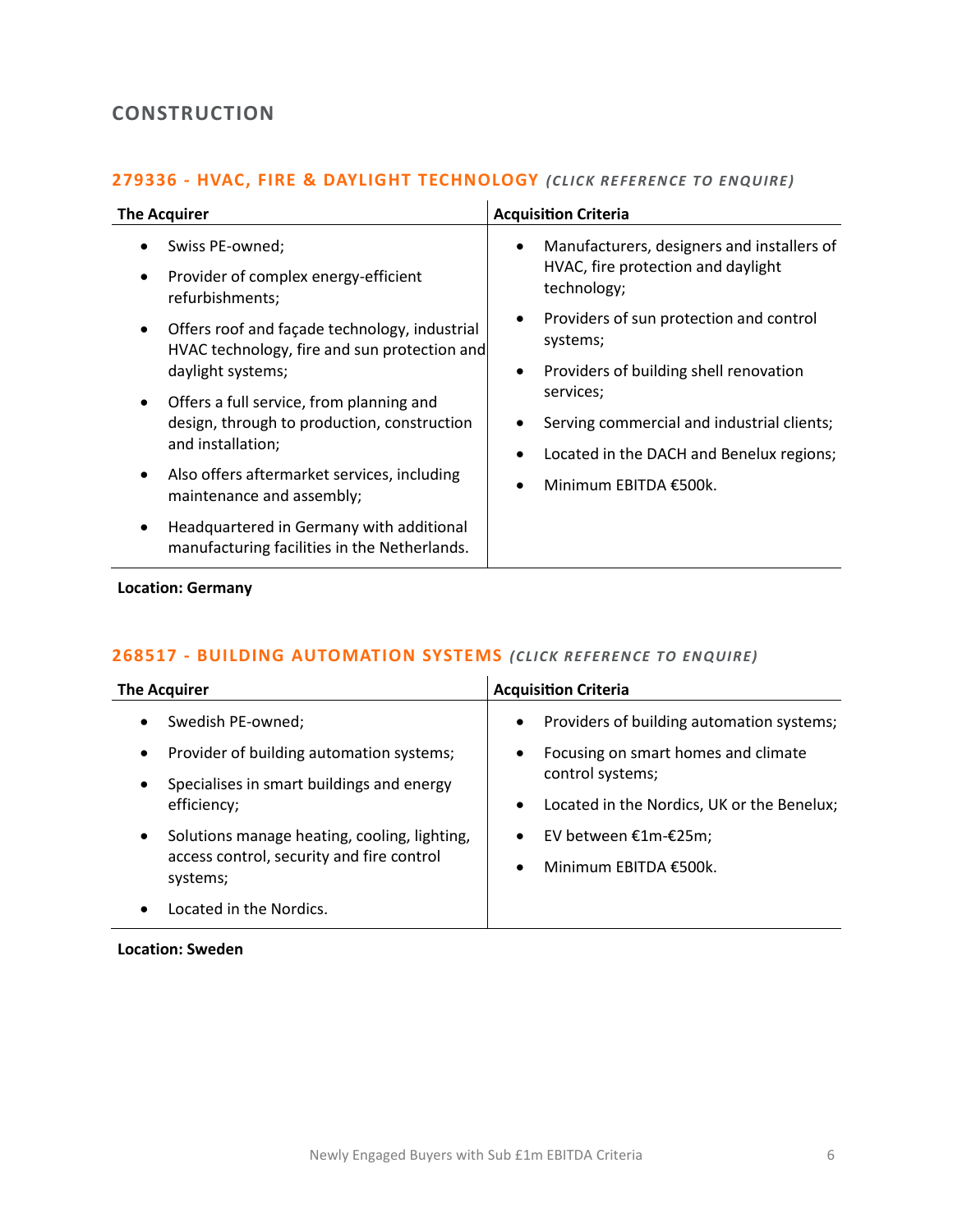# CONSTRUCTION

## 279336 - HVAC, FIRE & DAYLIGHT TECHNOLOGY *(CLICK REFERENCE TO ENQUIRE)*

| The Acquirer | Acquisition Criteria |
|---|---|
| • Swiss PE-owned;<br>• Provider of complex energy-efficient refurbishments;<br>• Offers roof and façade technology, industrial HVAC technology, fire and sun protection and daylight systems;<br>• Offers a full service, from planning and design, through to production, construction and installation;<br>• Also offers aftermarket services, including maintenance and assembly;<br>• Headquartered in Germany with additional manufacturing facilities in the Netherlands. | • Manufacturers, designers and installers of HVAC, fire protection and daylight technology;<br>• Providers of sun protection and control systems;<br>• Providers of building shell renovation services;<br>• Serving commercial and industrial clients;<br>• Located in the DACH and Benelux regions;<br>• Minimum EBITDA €500k. |

**Location: Germany**

## 268517 - BUILDING AUTOMATION SYSTEMS *(CLICK REFERENCE TO ENQUIRE)*

| The Acquirer | Acquisition Criteria |
|---|---|
| • Swedish PE-owned;<br>• Provider of building automation systems;<br>• Specialises in smart buildings and energy efficiency;<br>• Solutions manage heating, cooling, lighting, access control, security and fire control systems;<br>• Located in the Nordics. | • Providers of building automation systems;<br>• Focusing on smart homes and climate control systems;<br>• Located in the Nordics, UK or the Benelux;<br>• EV between €1m-€25m;<br>• Minimum EBITDA €500k. |

**Location: Sweden**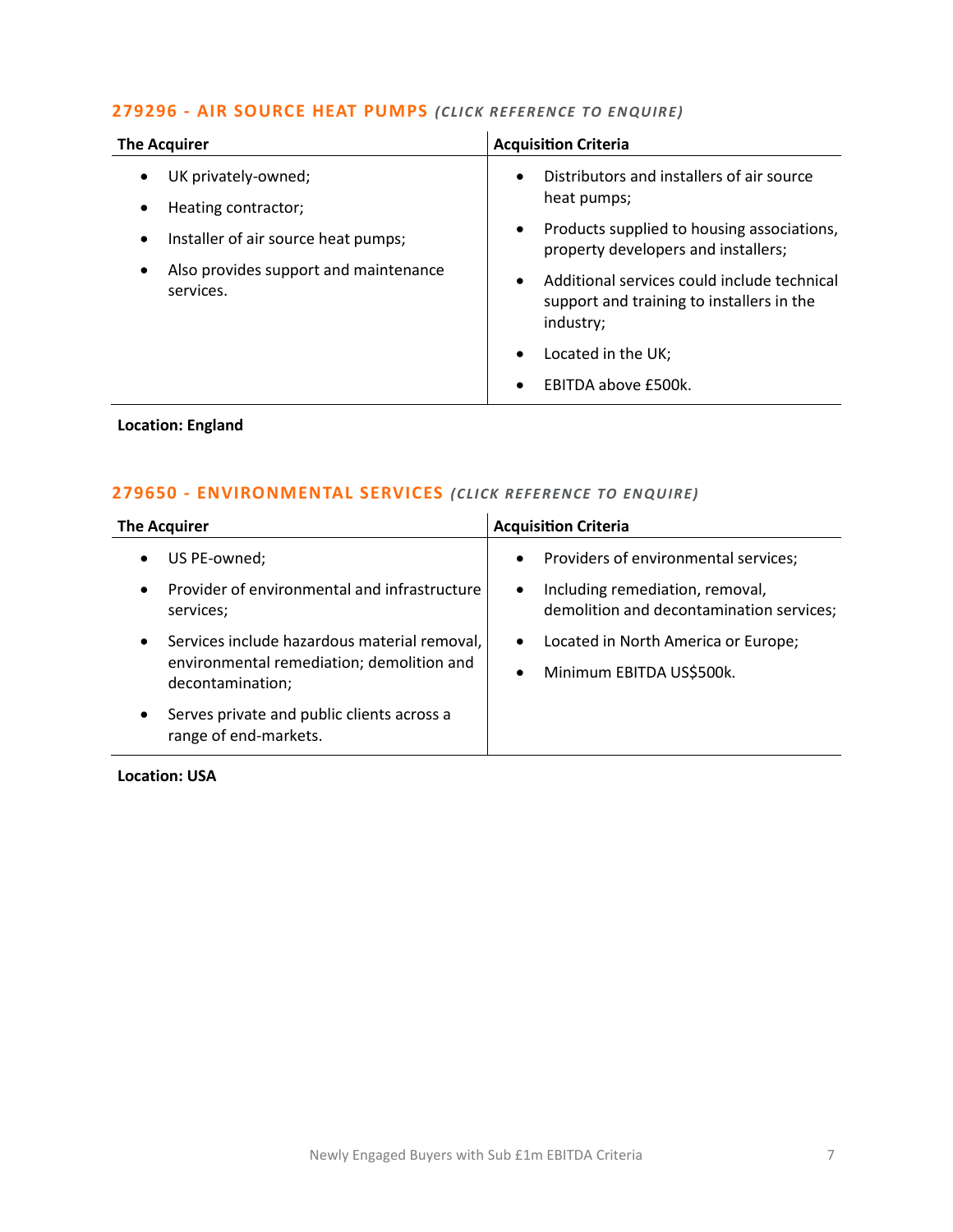### 279296 - AIR SOURCE HEAT PUMPS *(CLICK REFERENCE TO ENQUIRE)*

| The Acquirer | Acquisition Criteria |
|---|---|
| • UK privately-owned;<br>• Heating contractor;<br>• Installer of air source heat pumps;<br>• Also provides support and maintenance services. | • Distributors and installers of air source heat pumps;<br>• Products supplied to housing associations, property developers and installers;<br>• Additional services could include technical support and training to installers in the industry;<br>• Located in the UK;<br>• EBITDA above £500k. |

**Location: England**

### 279650 - ENVIRONMENTAL SERVICES *(CLICK REFERENCE TO ENQUIRE)*

| The Acquirer | Acquisition Criteria |
|---|---|
| • US PE-owned;<br>• Provider of environmental and infrastructure services;<br>• Services include hazardous material removal, environmental remediation; demolition and decontamination;<br>• Serves private and public clients across a range of end-markets. | • Providers of environmental services;<br>• Including remediation, removal, demolition and decontamination services;<br>• Located in North America or Europe;<br>• Minimum EBITDA US$500k. |

**Location: USA**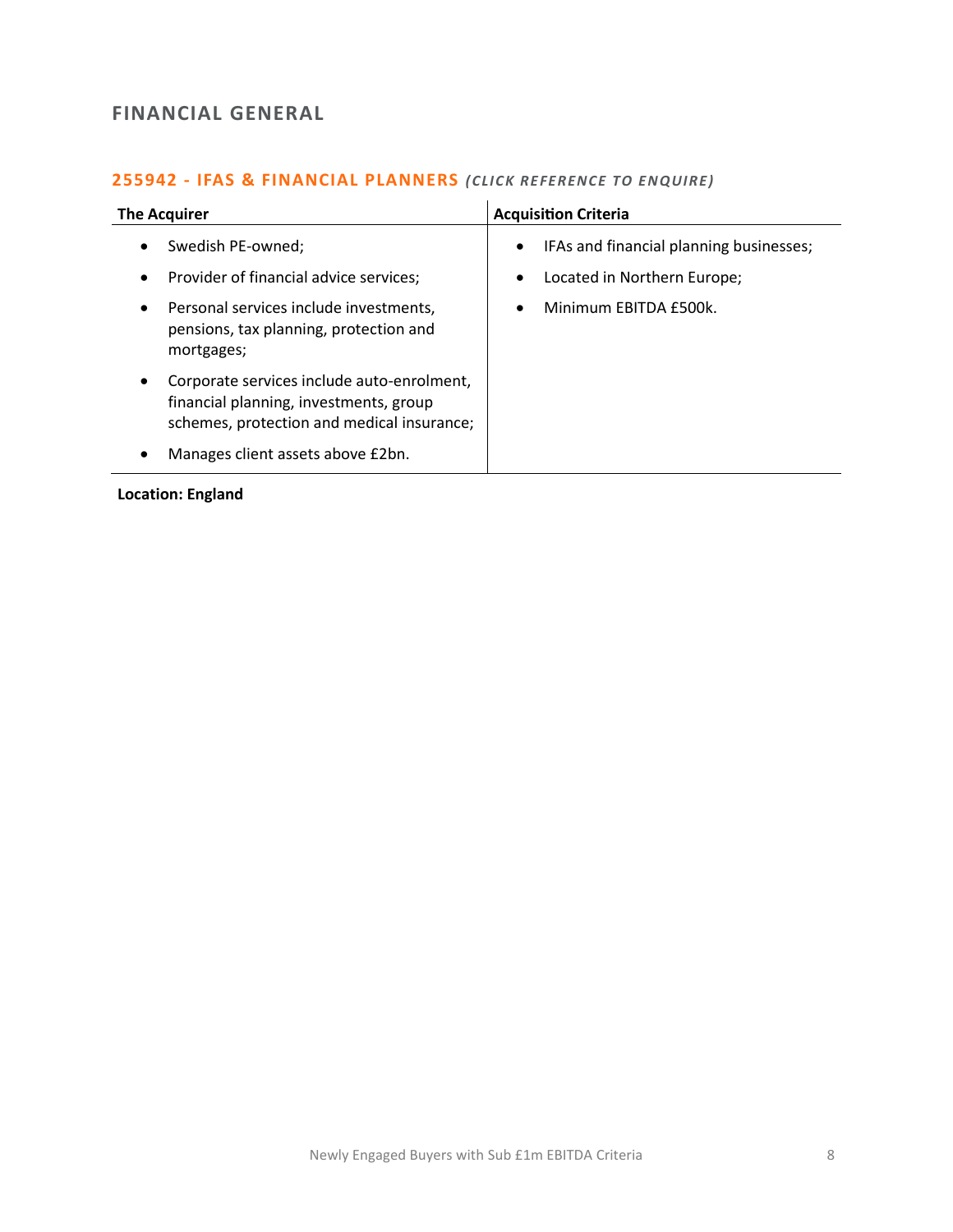## FINANCIAL GENERAL

### 255942 - IFAS & FINANCIAL PLANNERS *(CLICK REFERENCE TO ENQUIRE)*

| The Acquirer | Acquisition Criteria |
|---|---|
| • Swedish PE-owned;<br>• Provider of financial advice services;<br>• Personal services include investments, pensions, tax planning, protection and mortgages;<br>• Corporate services include auto-enrolment, financial planning, investments, group schemes, protection and medical insurance;<br>• Manages client assets above £2bn. | • IFAs and financial planning businesses;<br>• Located in Northern Europe;<br>• Minimum EBITDA £500k. |

**Location: England**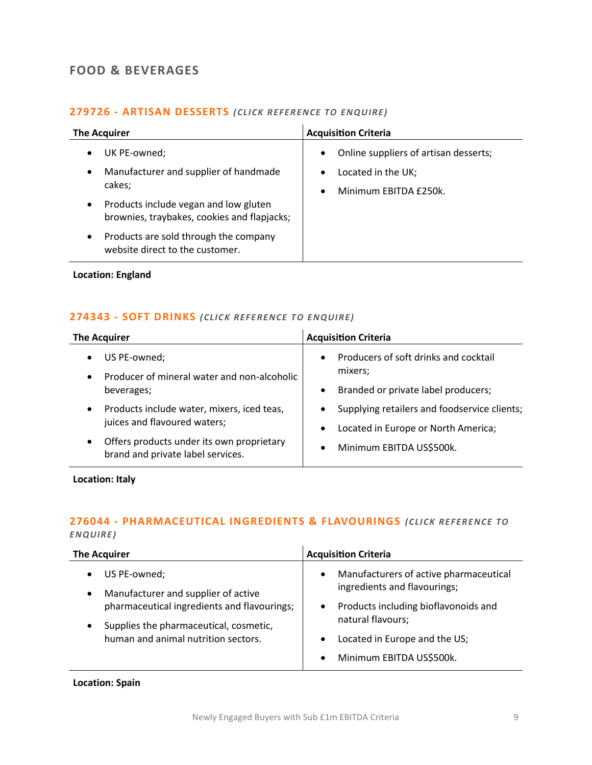## FOOD & BEVERAGES

### 279726 - ARTISAN DESSERTS *(CLICK REFERENCE TO ENQUIRE)*

| The Acquirer | Acquisition Criteria |
|---|---|
| • UK PE-owned;<br>• Manufacturer and supplier of handmade cakes;<br>• Products include vegan and low gluten brownies, traybakes, cookies and flapjacks;<br>• Products are sold through the company website direct to the customer. | • Online suppliers of artisan desserts;<br>• Located in the UK;<br>• Minimum EBITDA £250k. |

**Location: England**

### 274343 - SOFT DRINKS *(CLICK REFERENCE TO ENQUIRE)*

| The Acquirer | Acquisition Criteria |
|---|---|
| • US PE-owned;<br>• Producer of mineral water and non-alcoholic beverages;<br>• Products include water, mixers, iced teas, juices and flavoured waters;<br>• Offers products under its own proprietary brand and private label services. | • Producers of soft drinks and cocktail mixers;<br>• Branded or private label producers;<br>• Supplying retailers and foodservice clients;<br>• Located in Europe or North America;<br>• Minimum EBITDA US$500k. |

**Location: Italy**

### 276044 - PHARMACEUTICAL INGREDIENTS & FLAVOURINGS *(CLICK REFERENCE TO ENQUIRE)*

| The Acquirer | Acquisition Criteria |
|---|---|
| • US PE-owned;<br>• Manufacturer and supplier of active pharmaceutical ingredients and flavourings;<br>• Supplies the pharmaceutical, cosmetic, human and animal nutrition sectors. | • Manufacturers of active pharmaceutical ingredients and flavourings;<br>• Products including bioflavonoids and natural flavours;<br>• Located in Europe and the US;<br>• Minimum EBITDA US$500k. |

**Location: Spain**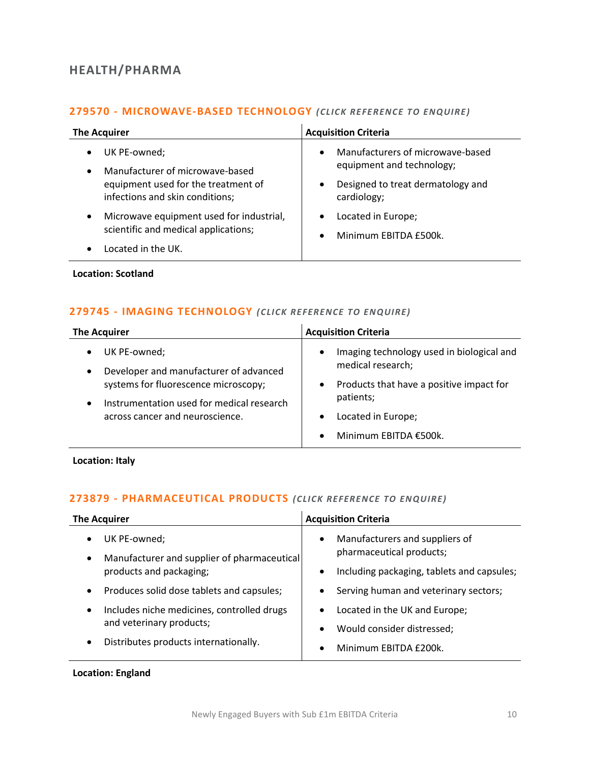## HEALTH/PHARMA

### 279570 - MICROWAVE-BASED TECHNOLOGY *(CLICK REFERENCE TO ENQUIRE)*

| The Acquirer | Acquisition Criteria |
|---|---|
| • UK PE-owned;<br>• Manufacturer of microwave-based equipment used for the treatment of infections and skin conditions;<br>• Microwave equipment used for industrial, scientific and medical applications;<br>• Located in the UK. | • Manufacturers of microwave-based equipment and technology;<br>• Designed to treat dermatology and cardiology;<br>• Located in Europe;<br>• Minimum EBITDA £500k. |

**Location: Scotland**

### 279745 - IMAGING TECHNOLOGY *(CLICK REFERENCE TO ENQUIRE)*

| The Acquirer | Acquisition Criteria |
|---|---|
| • UK PE-owned;<br>• Developer and manufacturer of advanced systems for fluorescence microscopy;<br>• Instrumentation used for medical research across cancer and neuroscience. | • Imaging technology used in biological and medical research;<br>• Products that have a positive impact for patients;<br>• Located in Europe;<br>• Minimum EBITDA €500k. |

**Location: Italy**

### 273879 - PHARMACEUTICAL PRODUCTS *(CLICK REFERENCE TO ENQUIRE)*

| The Acquirer | Acquisition Criteria |
|---|---|
| • UK PE-owned;<br>• Manufacturer and supplier of pharmaceutical products and packaging;<br>• Produces solid dose tablets and capsules;<br>• Includes niche medicines, controlled drugs and veterinary products;<br>• Distributes products internationally. | • Manufacturers and suppliers of pharmaceutical products;<br>• Including packaging, tablets and capsules;<br>• Serving human and veterinary sectors;<br>• Located in the UK and Europe;<br>• Would consider distressed;<br>• Minimum EBITDA £200k. |

**Location: England**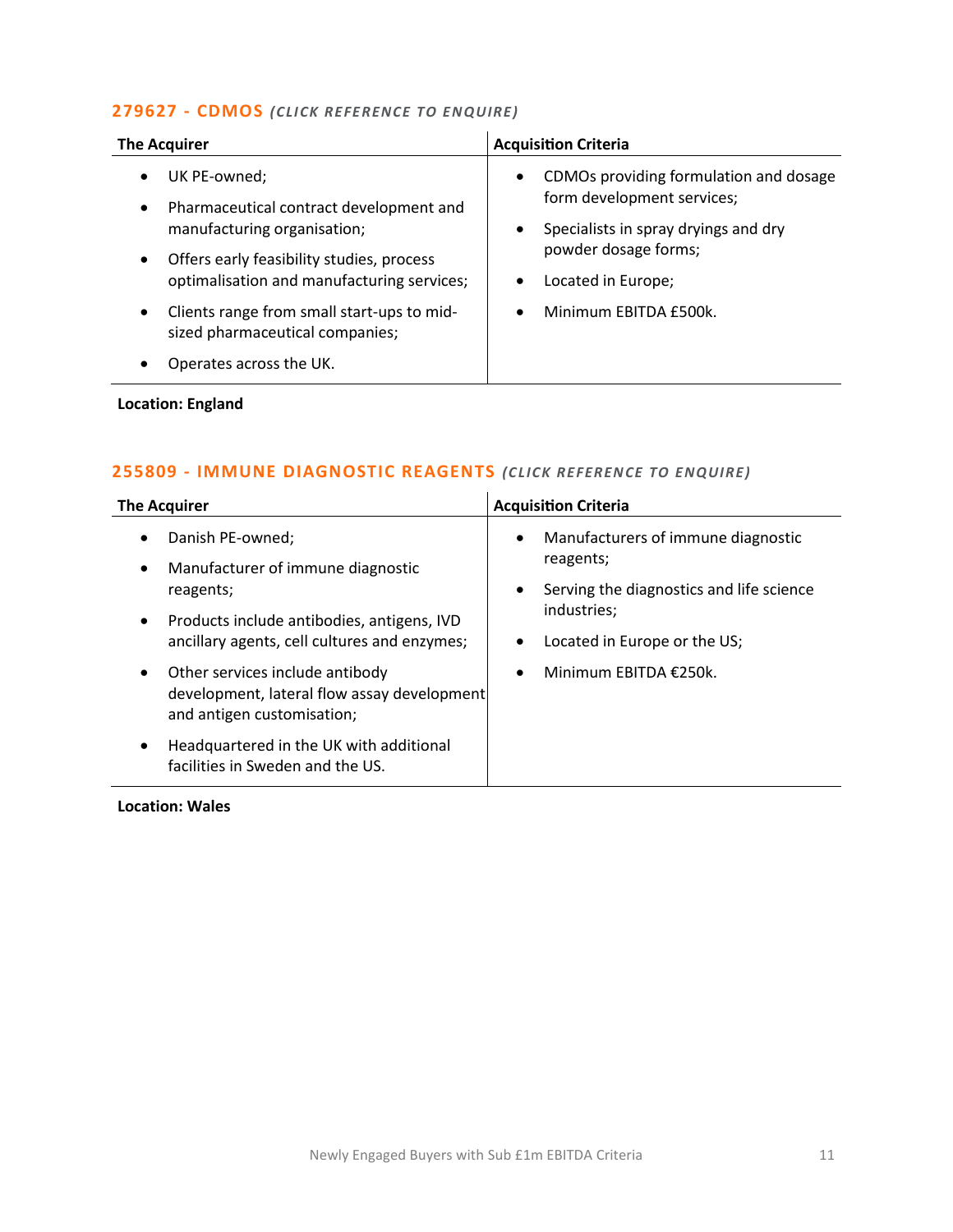### 279627 - CDMOS *(CLICK REFERENCE TO ENQUIRE)*

| The Acquirer | Acquisition Criteria |
|---|---|
| • UK PE-owned;<br>• Pharmaceutical contract development and manufacturing organisation;<br>• Offers early feasibility studies, process optimalisation and manufacturing services;<br>• Clients range from small start-ups to mid-sized pharmaceutical companies;<br>• Operates across the UK. | • CDMOs providing formulation and dosage form development services;<br>• Specialists in spray dryings and dry powder dosage forms;<br>• Located in Europe;<br>• Minimum EBITDA £500k. |

**Location: England**

### 255809 - IMMUNE DIAGNOSTIC REAGENTS *(CLICK REFERENCE TO ENQUIRE)*

| The Acquirer | Acquisition Criteria |
|---|---|
| • Danish PE-owned;<br>• Manufacturer of immune diagnostic reagents;<br>• Products include antibodies, antigens, IVD ancillary agents, cell cultures and enzymes;<br>• Other services include antibody development, lateral flow assay development and antigen customisation;<br>• Headquartered in the UK with additional facilities in Sweden and the US. | • Manufacturers of immune diagnostic reagents;<br>• Serving the diagnostics and life science industries;<br>• Located in Europe or the US;<br>• Minimum EBITDA €250k. |

**Location: Wales**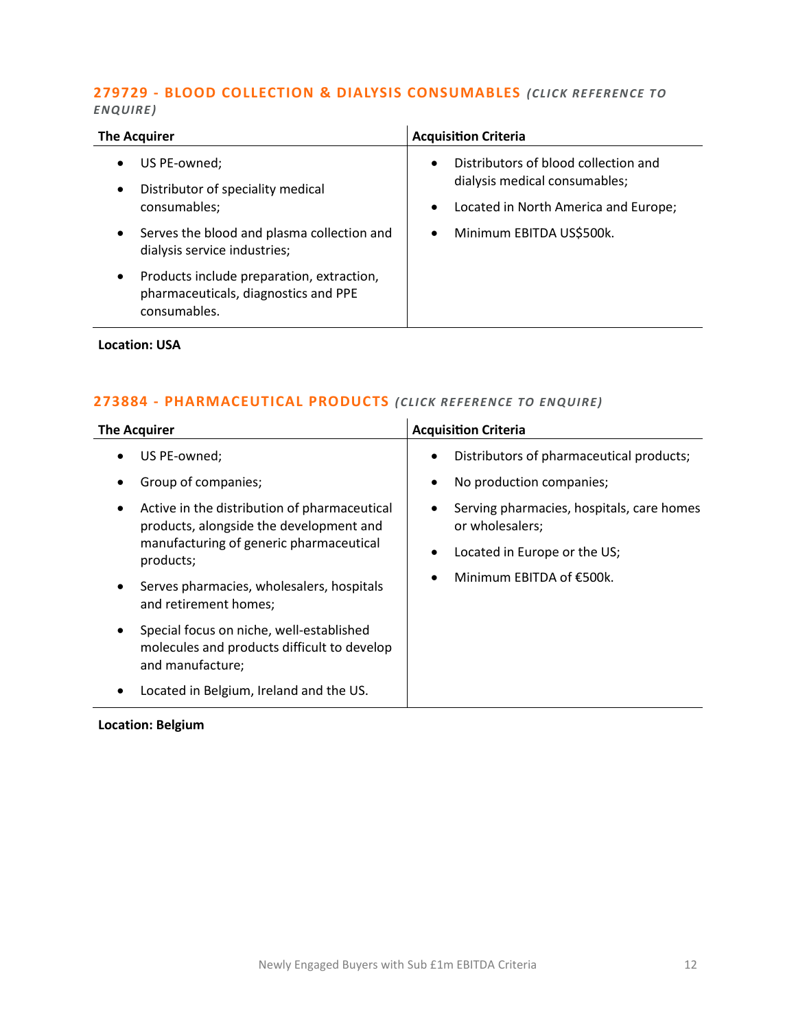### 279729 - BLOOD COLLECTION & DIALYSIS CONSUMABLES *(CLICK REFERENCE TO ENQUIRE)*

| The Acquirer | Acquisition Criteria |
| --- | --- |
| • US PE-owned;<br>• Distributor of speciality medical consumables;<br>• Serves the blood and plasma collection and dialysis service industries;<br>• Products include preparation, extraction, pharmaceuticals, diagnostics and PPE consumables. | • Distributors of blood collection and dialysis medical consumables;<br>• Located in North America and Europe;<br>• Minimum EBITDA US$500k. |

**Location: USA**

### 273884 - PHARMACEUTICAL PRODUCTS *(CLICK REFERENCE TO ENQUIRE)*

| The Acquirer | Acquisition Criteria |
| --- | --- |
| • US PE-owned;<br>• Group of companies;<br>• Active in the distribution of pharmaceutical products, alongside the development and manufacturing of generic pharmaceutical products;<br>• Serves pharmacies, wholesalers, hospitals and retirement homes;<br>• Special focus on niche, well-established molecules and products difficult to develop and manufacture;<br>• Located in Belgium, Ireland and the US. | • Distributors of pharmaceutical products;<br>• No production companies;<br>• Serving pharmacies, hospitals, care homes or wholesalers;<br>• Located in Europe or the US;<br>• Minimum EBITDA of €500k. |

**Location: Belgium**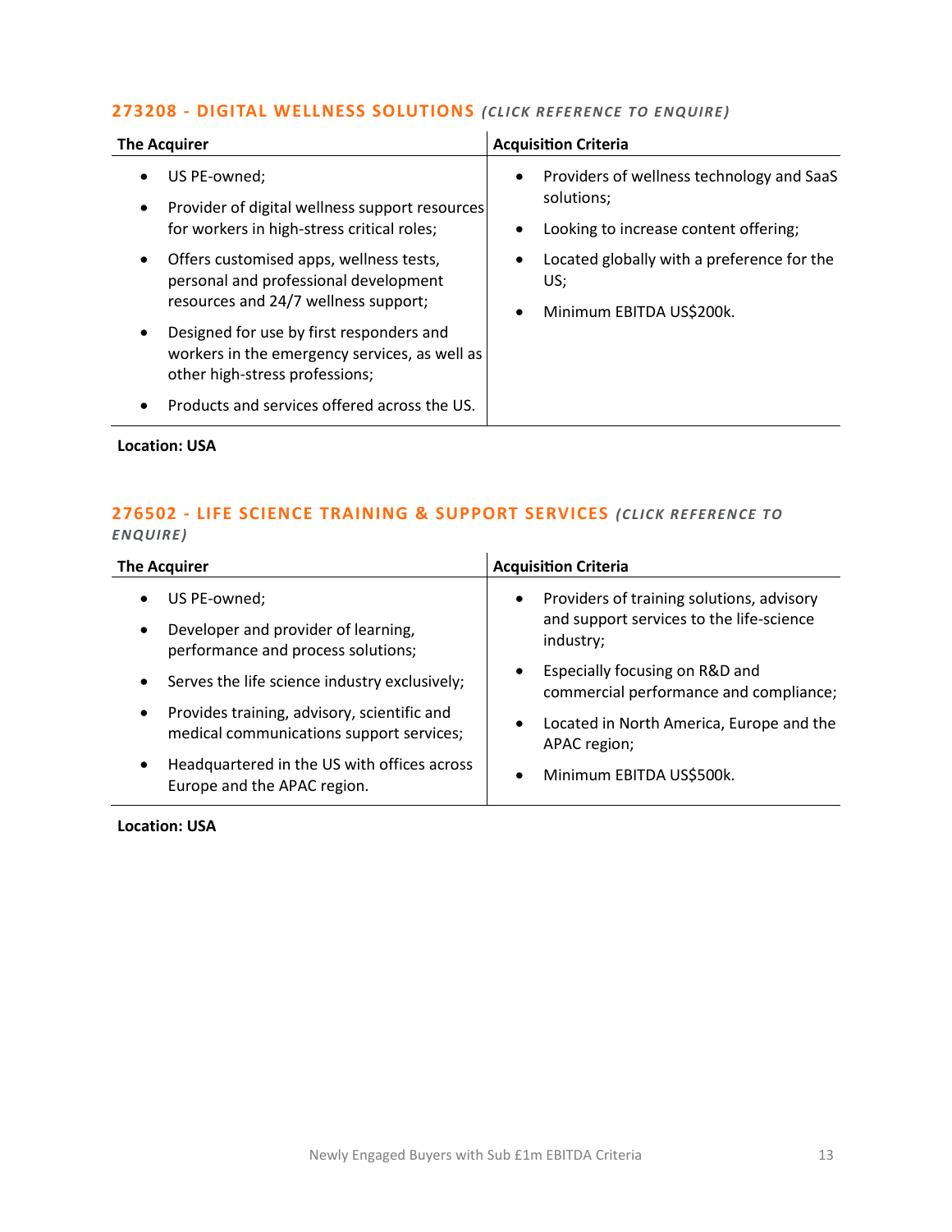### 273208 - DIGITAL WELLNESS SOLUTIONS *(CLICK REFERENCE TO ENQUIRE)*

| The Acquirer | Acquisition Criteria |
|---|---|
| • US PE-owned;<br>• Provider of digital wellness support resources for workers in high-stress critical roles;<br>• Offers customised apps, wellness tests, personal and professional development resources and 24/7 wellness support;<br>• Designed for use by first responders and workers in the emergency services, as well as other high-stress professions;<br>• Products and services offered across the US. | • Providers of wellness technology and SaaS solutions;<br>• Looking to increase content offering;<br>• Located globally with a preference for the US;<br>• Minimum EBITDA US$200k. |

**Location: USA**

### 276502 - LIFE SCIENCE TRAINING & SUPPORT SERVICES *(CLICK REFERENCE TO ENQUIRE)*

| The Acquirer | Acquisition Criteria |
|---|---|
| • US PE-owned;<br>• Developer and provider of learning, performance and process solutions;<br>• Serves the life science industry exclusively;<br>• Provides training, advisory, scientific and medical communications support services;<br>• Headquartered in the US with offices across Europe and the APAC region. | • Providers of training solutions, advisory and support services to the life-science industry;<br>• Especially focusing on R&D and commercial performance and compliance;<br>• Located in North America, Europe and the APAC region;<br>• Minimum EBITDA US$500k. |

**Location: USA**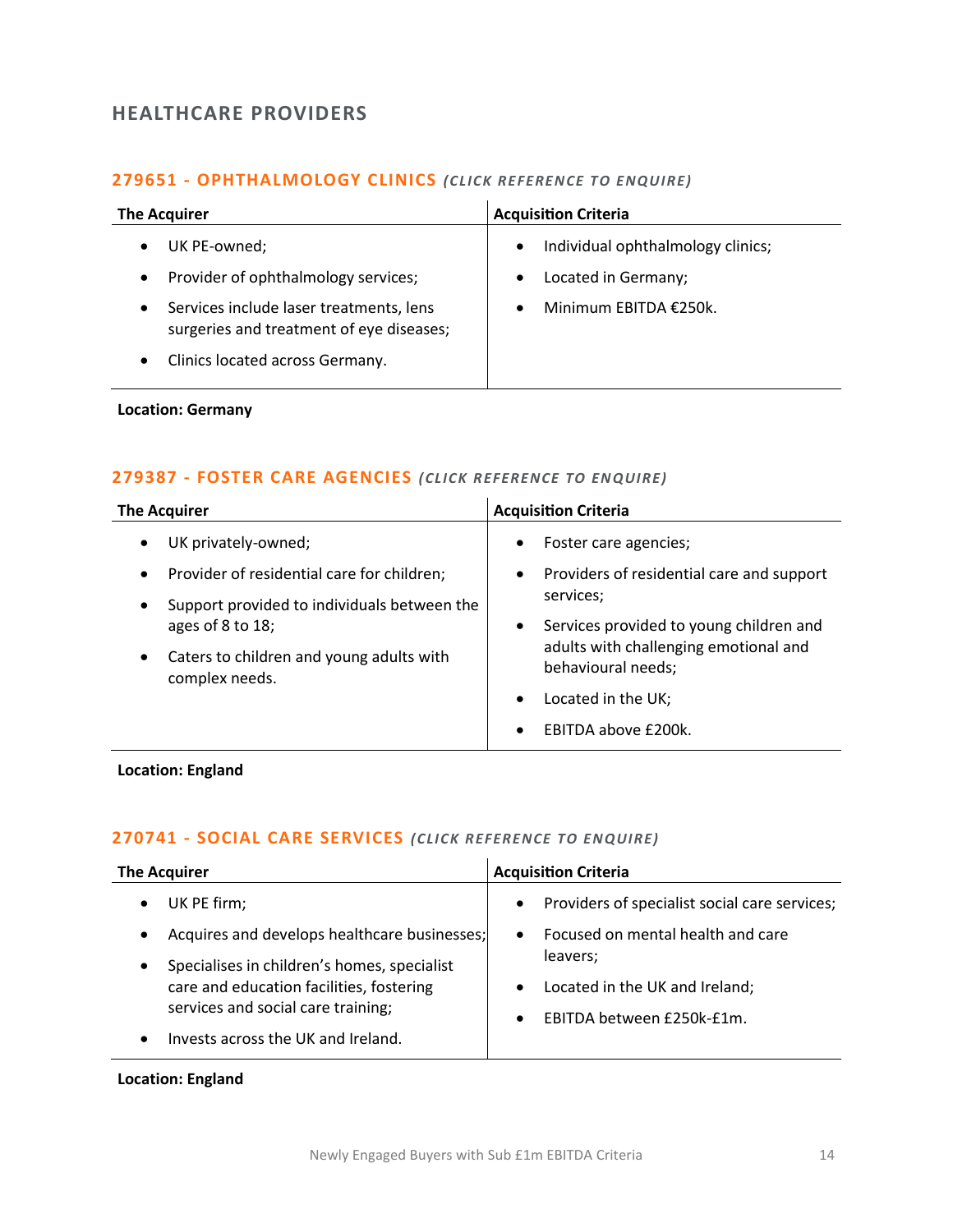## HEALTHCARE PROVIDERS

### 279651 - OPHTHALMOLOGY CLINICS *(CLICK REFERENCE TO ENQUIRE)*

| The Acquirer | Acquisition Criteria |
|---|---|
| • UK PE-owned;<br>• Provider of ophthalmology services;<br>• Services include laser treatments, lens surgeries and treatment of eye diseases;<br>• Clinics located across Germany. | • Individual ophthalmology clinics;<br>• Located in Germany;<br>• Minimum EBITDA €250k. |

**Location: Germany**

### 279387 - FOSTER CARE AGENCIES *(CLICK REFERENCE TO ENQUIRE)*

| The Acquirer | Acquisition Criteria |
|---|---|
| • UK privately-owned;<br>• Provider of residential care for children;<br>• Support provided to individuals between the ages of 8 to 18;<br>• Caters to children and young adults with complex needs. | • Foster care agencies;<br>• Providers of residential care and support services;<br>• Services provided to young children and adults with challenging emotional and behavioural needs;<br>• Located in the UK;<br>• EBITDA above £200k. |

**Location: England**

### 270741 - SOCIAL CARE SERVICES *(CLICK REFERENCE TO ENQUIRE)*

| The Acquirer | Acquisition Criteria |
|---|---|
| • UK PE firm;<br>• Acquires and develops healthcare businesses;<br>• Specialises in children's homes, specialist care and education facilities, fostering services and social care training;<br>• Invests across the UK and Ireland. | • Providers of specialist social care services;<br>• Focused on mental health and care leavers;<br>• Located in the UK and Ireland;<br>• EBITDA between £250k-£1m. |

**Location: England**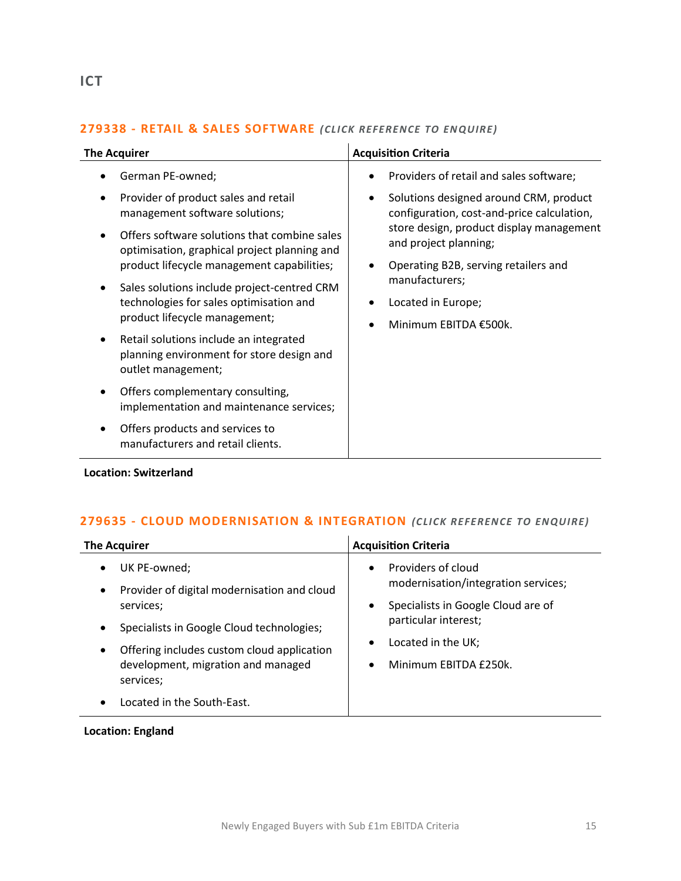## ICT

### 279338 - RETAIL & SALES SOFTWARE *(CLICK REFERENCE TO ENQUIRE)*

| The Acquirer | Acquisition Criteria |
|---|---|
| • German PE-owned;<br>• Provider of product sales and retail management software solutions;<br>• Offers software solutions that combine sales optimisation, graphical project planning and product lifecycle management capabilities;<br>• Sales solutions include project-centred CRM technologies for sales optimisation and product lifecycle management;<br>• Retail solutions include an integrated planning environment for store design and outlet management;<br>• Offers complementary consulting, implementation and maintenance services;<br>• Offers products and services to manufacturers and retail clients. | • Providers of retail and sales software;<br>• Solutions designed around CRM, product configuration, cost-and-price calculation, store design, product display management and project planning;<br>• Operating B2B, serving retailers and manufacturers;<br>• Located in Europe;<br>• Minimum EBITDA €500k. |

**Location: Switzerland**

### 279635 - CLOUD MODERNISATION & INTEGRATION *(CLICK REFERENCE TO ENQUIRE)*

| The Acquirer | Acquisition Criteria |
|---|---|
| • UK PE-owned;<br>• Provider of digital modernisation and cloud services;<br>• Specialists in Google Cloud technologies;<br>• Offering includes custom cloud application development, migration and managed services;<br>• Located in the South-East. | • Providers of cloud modernisation/integration services;<br>• Specialists in Google Cloud are of particular interest;<br>• Located in the UK;<br>• Minimum EBITDA £250k. |

**Location: England**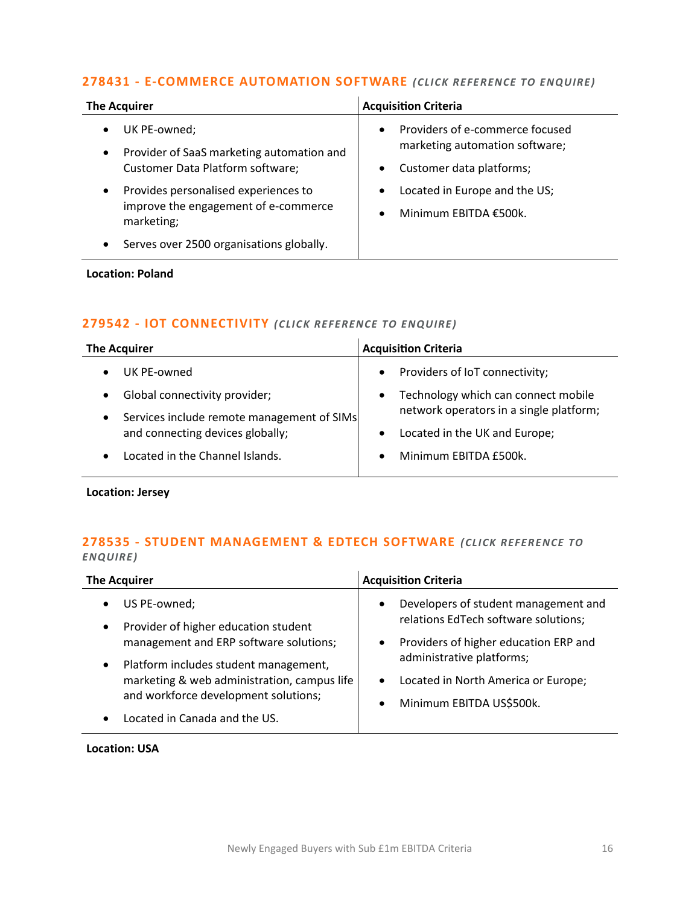### 278431 - E-COMMERCE AUTOMATION SOFTWARE *(CLICK REFERENCE TO ENQUIRE)*

| The Acquirer | Acquisition Criteria |
|---|---|
| • UK PE-owned;<br>• Provider of SaaS marketing automation and Customer Data Platform software;<br>• Provides personalised experiences to improve the engagement of e-commerce marketing;<br>• Serves over 2500 organisations globally. | • Providers of e-commerce focused marketing automation software;<br>• Customer data platforms;<br>• Located in Europe and the US;<br>• Minimum EBITDA €500k. |

**Location: Poland**

### 279542 - IOT CONNECTIVITY *(CLICK REFERENCE TO ENQUIRE)*

| The Acquirer | Acquisition Criteria |
|---|---|
| • UK PE-owned<br>• Global connectivity provider;<br>• Services include remote management of SIMs and connecting devices globally;<br>• Located in the Channel Islands. | • Providers of IoT connectivity;<br>• Technology which can connect mobile network operators in a single platform;<br>• Located in the UK and Europe;<br>• Minimum EBITDA £500k. |

**Location: Jersey**

### 278535 - STUDENT MANAGEMENT & EDTECH SOFTWARE *(CLICK REFERENCE TO ENQUIRE)*

| The Acquirer | Acquisition Criteria |
|---|---|
| • US PE-owned;<br>• Provider of higher education student management and ERP software solutions;<br>• Platform includes student management, marketing & web administration, campus life and workforce development solutions;<br>• Located in Canada and the US. | • Developers of student management and relations EdTech software solutions;<br>• Providers of higher education ERP and administrative platforms;<br>• Located in North America or Europe;<br>• Minimum EBITDA US$500k. |

**Location: USA**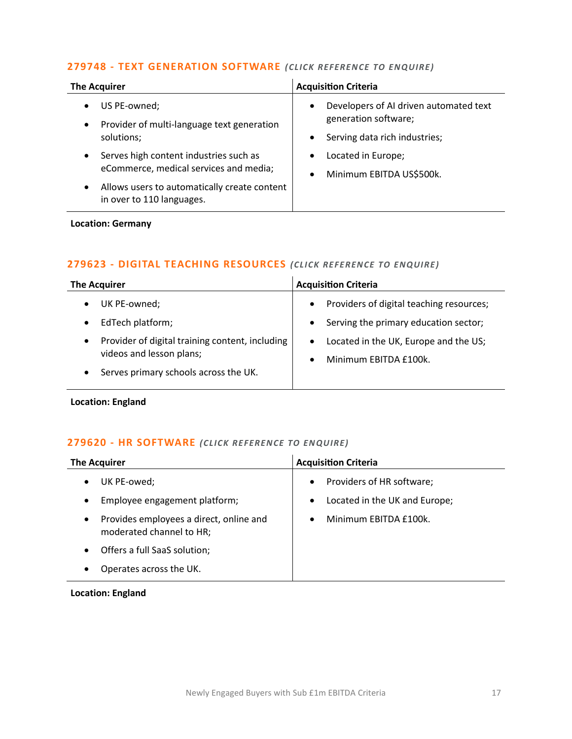### 279748 - TEXT GENERATION SOFTWARE *(CLICK REFERENCE TO ENQUIRE)*

| The Acquirer | Acquisition Criteria |
| --- | --- |
| • US PE-owned;<br>• Provider of multi-language text generation solutions;<br>• Serves high content industries such as eCommerce, medical services and media;<br>• Allows users to automatically create content in over to 110 languages. | • Developers of AI driven automated text generation software;<br>• Serving data rich industries;<br>• Located in Europe;<br>• Minimum EBITDA US$500k. |

**Location: Germany**

### 279623 - DIGITAL TEACHING RESOURCES *(CLICK REFERENCE TO ENQUIRE)*

| The Acquirer | Acquisition Criteria |
| --- | --- |
| • UK PE-owned;<br>• EdTech platform;<br>• Provider of digital training content, including videos and lesson plans;<br>• Serves primary schools across the UK. | • Providers of digital teaching resources;<br>• Serving the primary education sector;<br>• Located in the UK, Europe and the US;<br>• Minimum EBITDA £100k. |

**Location: England**

### 279620 - HR SOFTWARE *(CLICK REFERENCE TO ENQUIRE)*

| The Acquirer | Acquisition Criteria |
| --- | --- |
| • UK PE-owed;<br>• Employee engagement platform;<br>• Provides employees a direct, online and moderated channel to HR;<br>• Offers a full SaaS solution;<br>• Operates across the UK. | • Providers of HR software;<br>• Located in the UK and Europe;<br>• Minimum EBITDA £100k. |

**Location: England**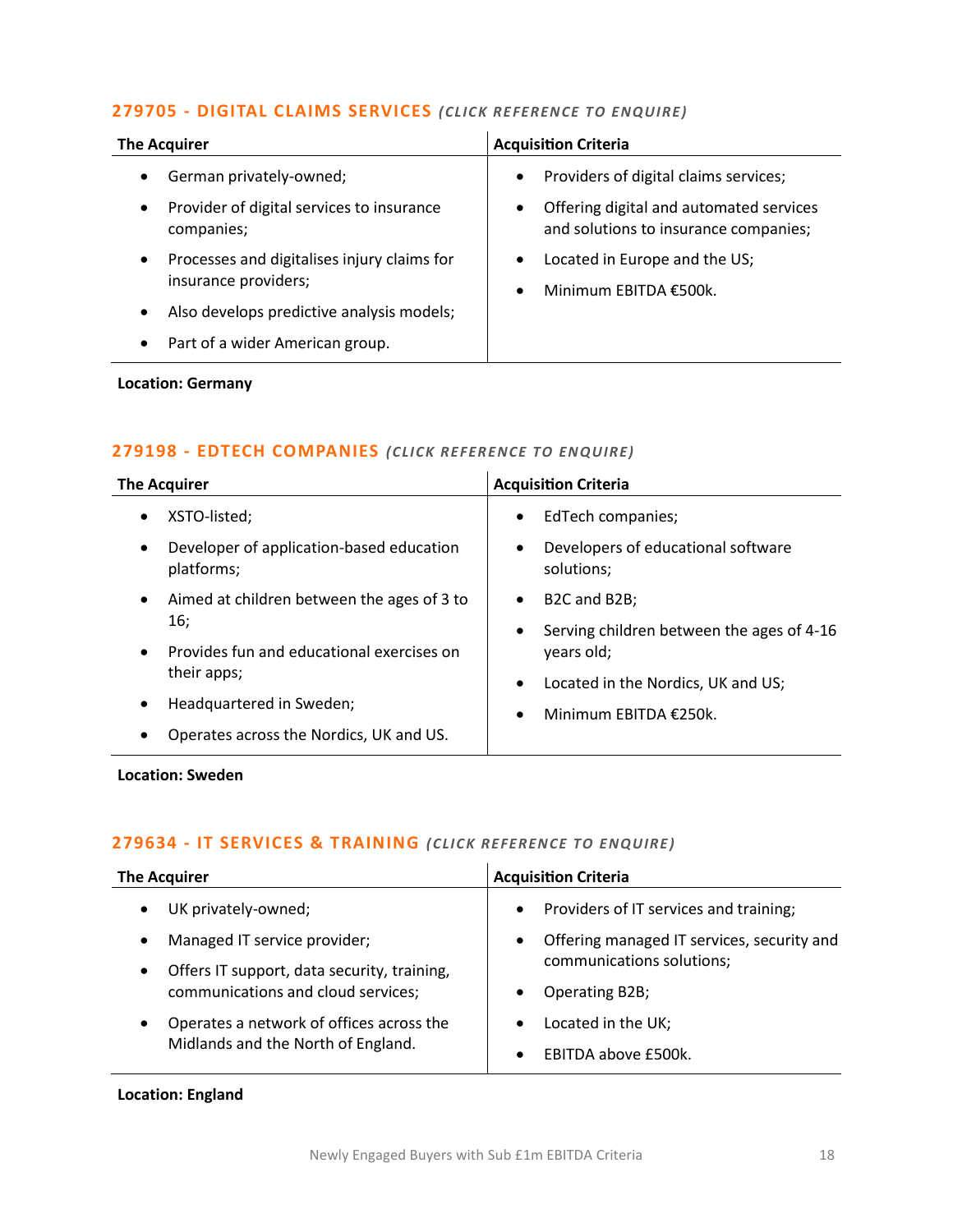## 279705 - DIGITAL CLAIMS SERVICES *(CLICK REFERENCE TO ENQUIRE)*

| The Acquirer | Acquisition Criteria |
|---|---|
| • German privately-owned;<br>• Provider of digital services to insurance companies;<br>• Processes and digitalises injury claims for insurance providers;<br>• Also develops predictive analysis models;<br>• Part of a wider American group. | • Providers of digital claims services;<br>• Offering digital and automated services and solutions to insurance companies;<br>• Located in Europe and the US;<br>• Minimum EBITDA €500k. |

**Location: Germany**

## 279198 - EDTECH COMPANIES *(CLICK REFERENCE TO ENQUIRE)*

| The Acquirer | Acquisition Criteria |
|---|---|
| • XSTO-listed;<br>• Developer of application-based education platforms;<br>• Aimed at children between the ages of 3 to 16;<br>• Provides fun and educational exercises on their apps;<br>• Headquartered in Sweden;<br>• Operates across the Nordics, UK and US. | • EdTech companies;<br>• Developers of educational software solutions;<br>• B2C and B2B;<br>• Serving children between the ages of 4-16 years old;<br>• Located in the Nordics, UK and US;<br>• Minimum EBITDA €250k. |

**Location: Sweden**

## 279634 - IT SERVICES & TRAINING *(CLICK REFERENCE TO ENQUIRE)*

| The Acquirer | Acquisition Criteria |
|---|---|
| • UK privately-owned;<br>• Managed IT service provider;<br>• Offers IT support, data security, training, communications and cloud services;<br>• Operates a network of offices across the Midlands and the North of England. | • Providers of IT services and training;<br>• Offering managed IT services, security and communications solutions;<br>• Operating B2B;<br>• Located in the UK;<br>• EBITDA above £500k. |

**Location: England**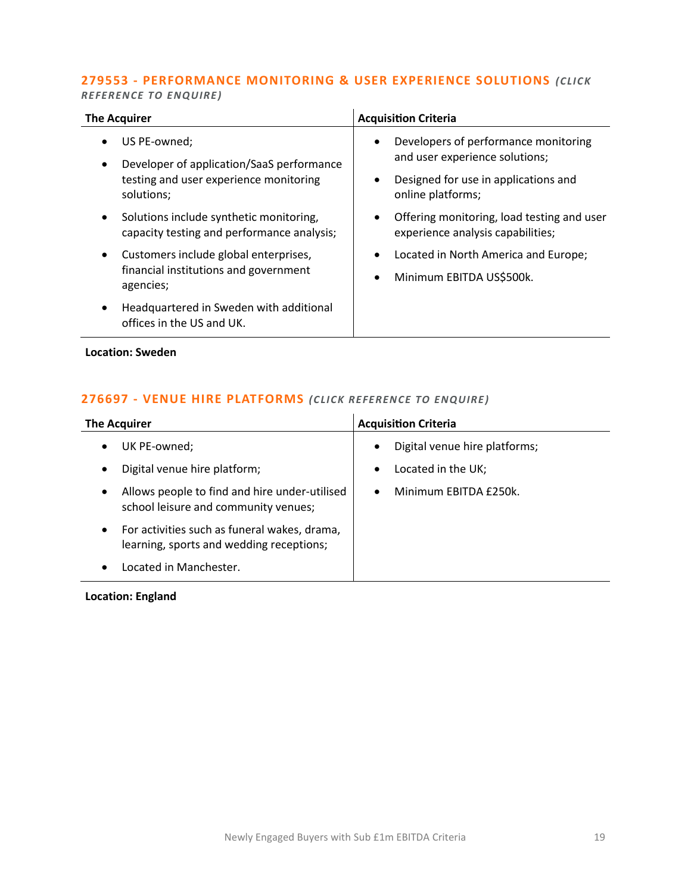### 279553 - PERFORMANCE MONITORING & USER EXPERIENCE SOLUTIONS *(CLICK REFERENCE TO ENQUIRE)*

| The Acquirer | Acquisition Criteria |
|---|---|
| • US PE-owned;<br>• Developer of application/SaaS performance testing and user experience monitoring solutions;<br>• Solutions include synthetic monitoring, capacity testing and performance analysis;<br>• Customers include global enterprises, financial institutions and government agencies;<br>• Headquartered in Sweden with additional offices in the US and UK. | • Developers of performance monitoring and user experience solutions;<br>• Designed for use in applications and online platforms;<br>• Offering monitoring, load testing and user experience analysis capabilities;<br>• Located in North America and Europe;<br>• Minimum EBITDA US$500k. |

**Location: Sweden**

### 276697 - VENUE HIRE PLATFORMS *(CLICK REFERENCE TO ENQUIRE)*

| The Acquirer | Acquisition Criteria |
|---|---|
| • UK PE-owned;<br>• Digital venue hire platform;<br>• Allows people to find and hire under-utilised school leisure and community venues;<br>• For activities such as funeral wakes, drama, learning, sports and wedding receptions;<br>• Located in Manchester. | • Digital venue hire platforms;<br>• Located in the UK;<br>• Minimum EBITDA £250k. |

**Location: England**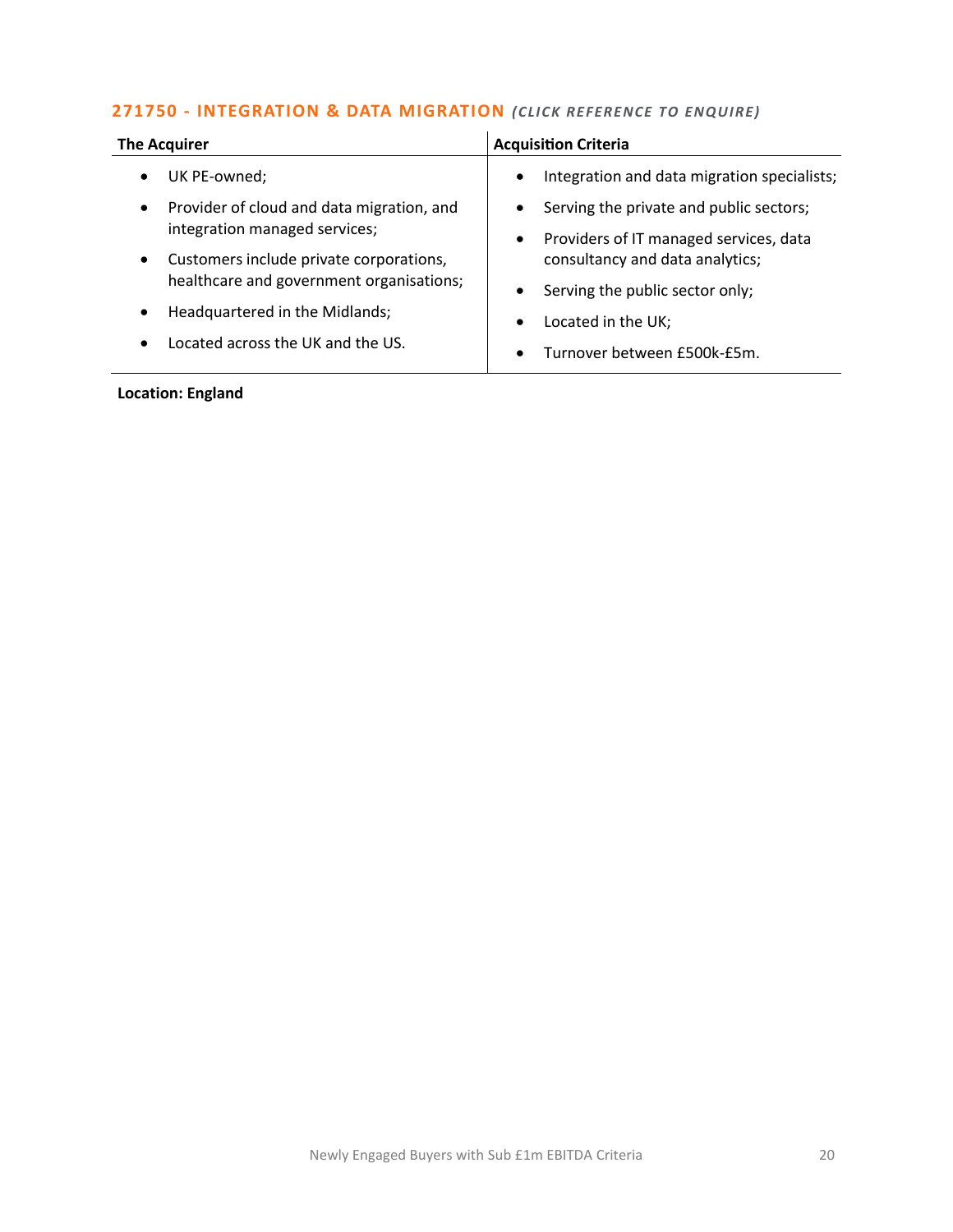## 271750 - INTEGRATION & DATA MIGRATION *(CLICK REFERENCE TO ENQUIRE)*

| The Acquirer | Acquisition Criteria |
|---|---|
| • UK PE-owned;<br>• Provider of cloud and data migration, and integration managed services;<br>• Customers include private corporations, healthcare and government organisations;<br>• Headquartered in the Midlands;<br>• Located across the UK and the US. | • Integration and data migration specialists;<br>• Serving the private and public sectors;<br>• Providers of IT managed services, data consultancy and data analytics;<br>• Serving the public sector only;<br>• Located in the UK;<br>• Turnover between £500k-£5m. |

**Location: England**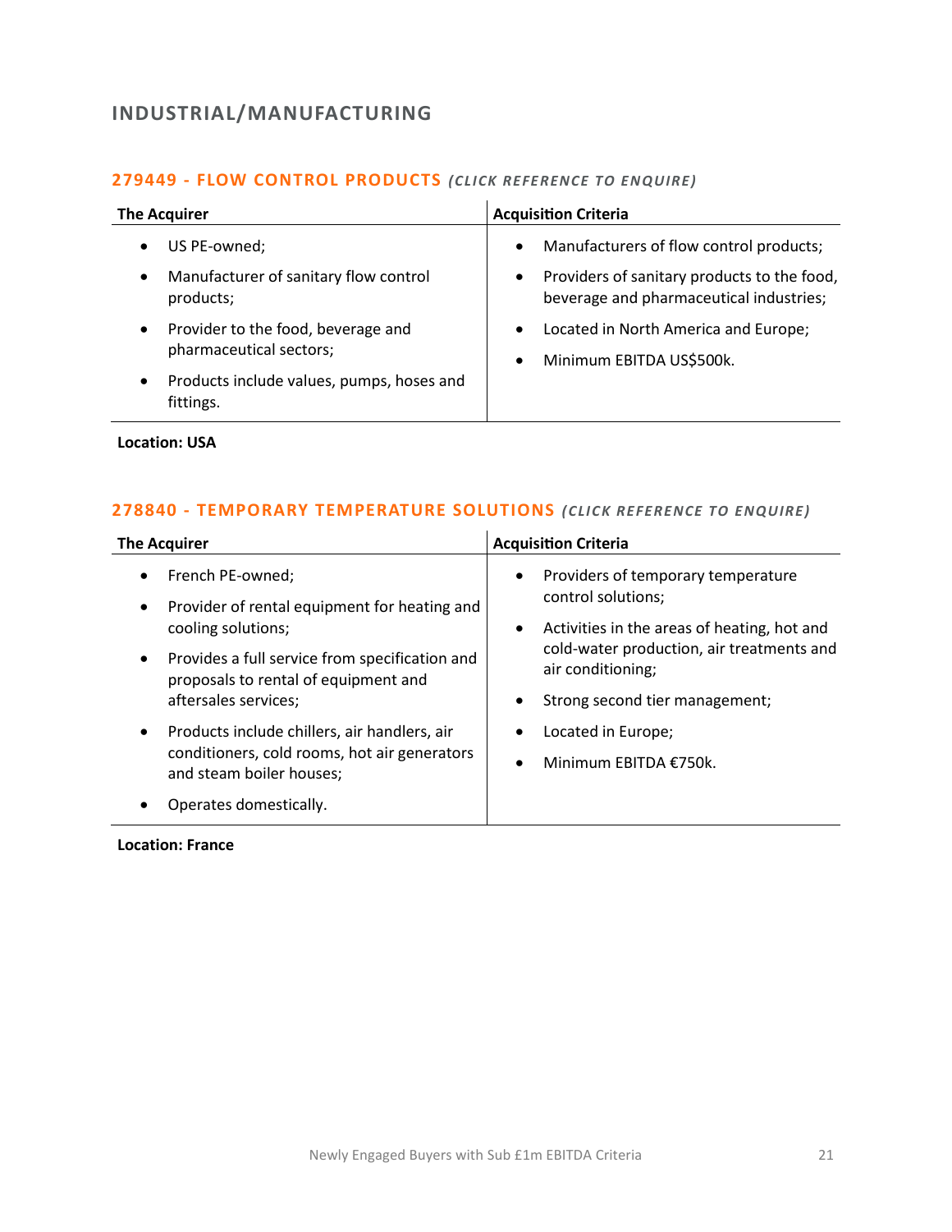## INDUSTRIAL/MANUFACTURING

### 279449 - FLOW CONTROL PRODUCTS *(CLICK REFERENCE TO ENQUIRE)*

| The Acquirer | Acquisition Criteria |
|---|---|
| • US PE-owned;<br>• Manufacturer of sanitary flow control products;<br>• Provider to the food, beverage and pharmaceutical sectors;<br>• Products include values, pumps, hoses and fittings. | • Manufacturers of flow control products;<br>• Providers of sanitary products to the food, beverage and pharmaceutical industries;<br>• Located in North America and Europe;<br>• Minimum EBITDA US$500k. |

**Location: USA**

### 278840 - TEMPORARY TEMPERATURE SOLUTIONS *(CLICK REFERENCE TO ENQUIRE)*

| The Acquirer | Acquisition Criteria |
|---|---|
| • French PE-owned;<br>• Provider of rental equipment for heating and cooling solutions;<br>• Provides a full service from specification and proposals to rental of equipment and aftersales services;<br>• Products include chillers, air handlers, air conditioners, cold rooms, hot air generators and steam boiler houses;<br>• Operates domestically. | • Providers of temporary temperature control solutions;<br>• Activities in the areas of heating, hot and cold-water production, air treatments and air conditioning;<br>• Strong second tier management;<br>• Located in Europe;<br>• Minimum EBITDA €750k. |

**Location: France**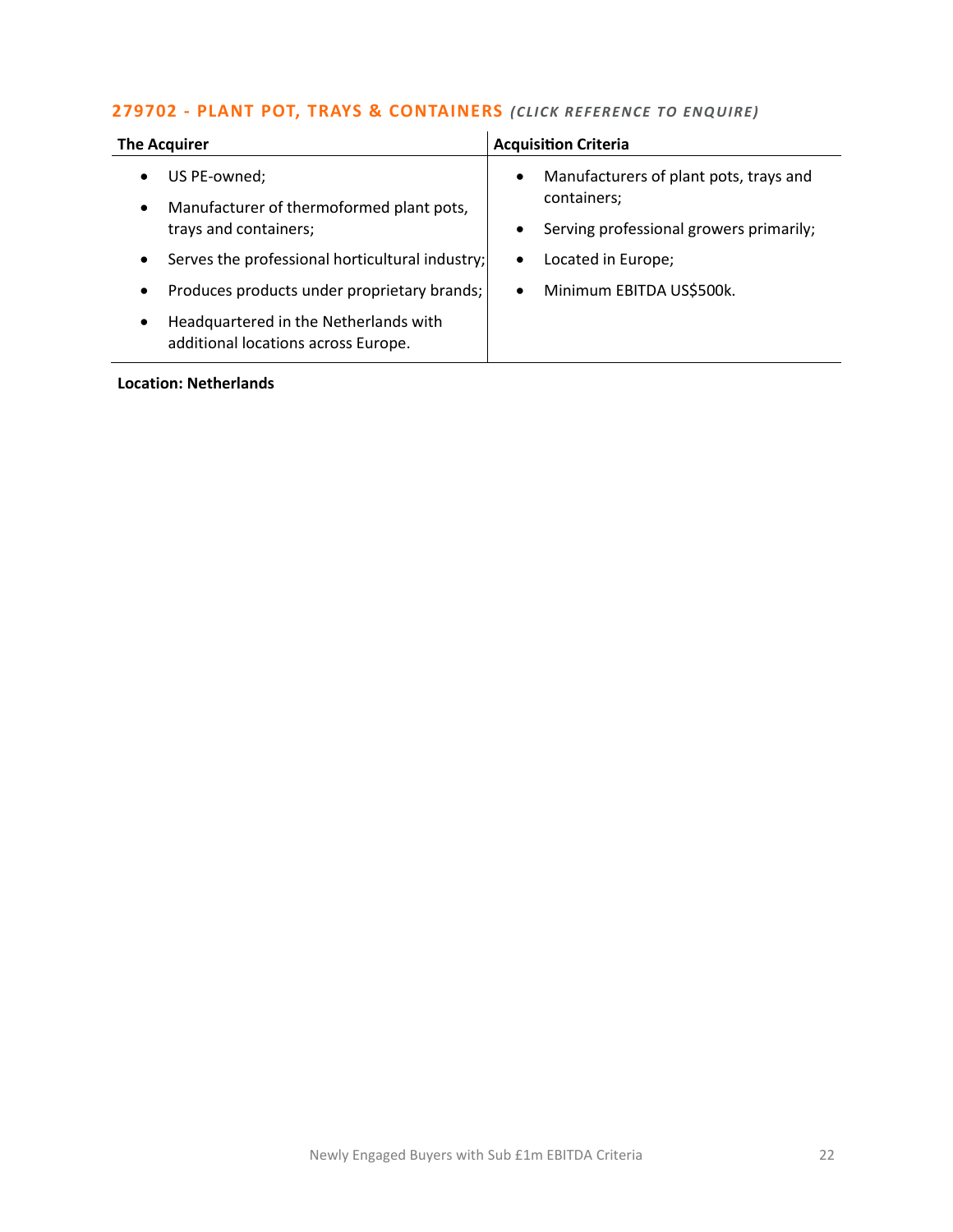## 279702 - PLANT POT, TRAYS & CONTAINERS *(CLICK REFERENCE TO ENQUIRE)*

| The Acquirer | Acquisition Criteria |
|---|---|
| • US PE-owned;<br>• Manufacturer of thermoformed plant pots, trays and containers;<br>• Serves the professional horticultural industry;<br>• Produces products under proprietary brands;<br>• Headquartered in the Netherlands with additional locations across Europe. | • Manufacturers of plant pots, trays and containers;<br>• Serving professional growers primarily;<br>• Located in Europe;<br>• Minimum EBITDA US$500k. |

**Location: Netherlands**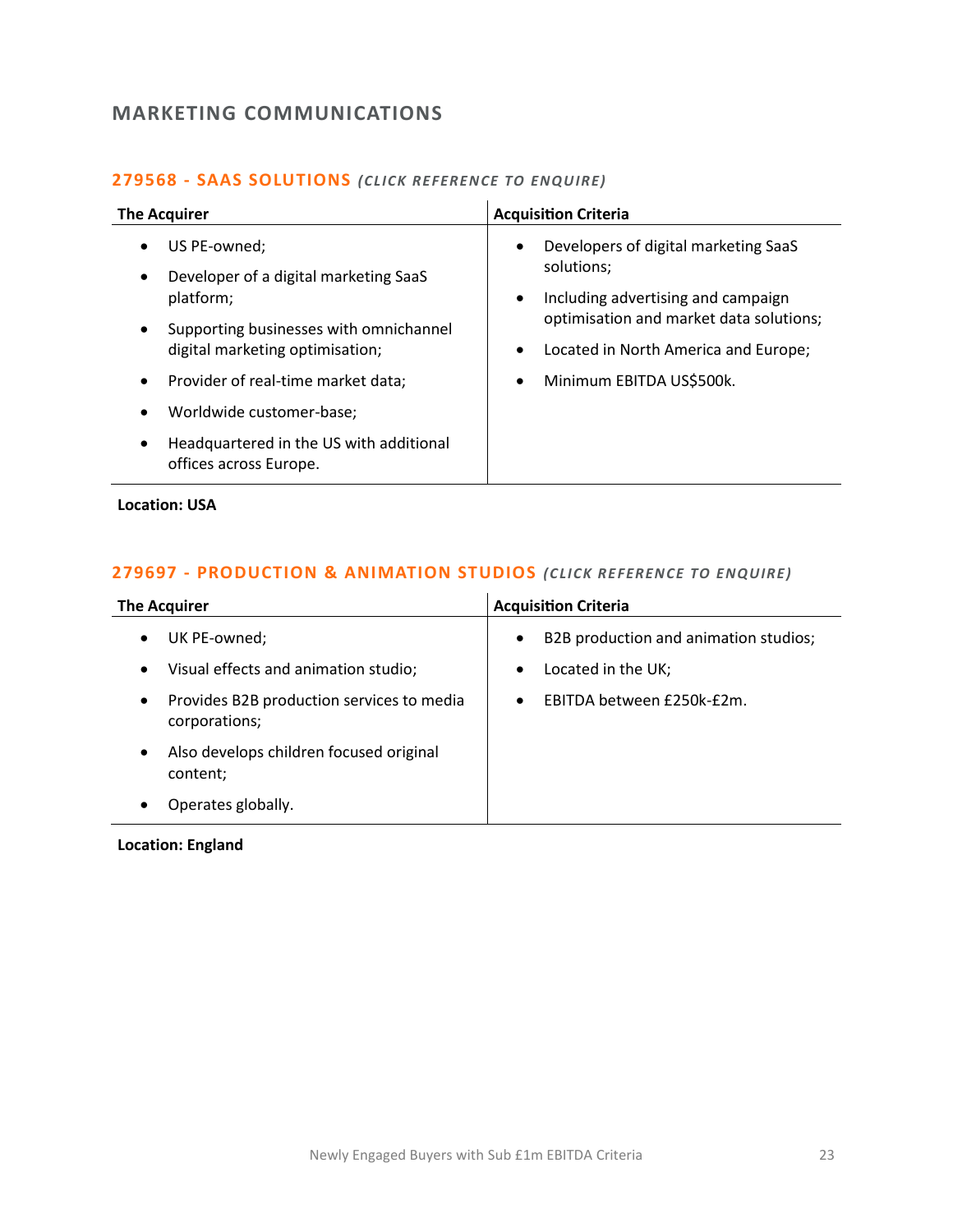## MARKETING COMMUNICATIONS

### 279568 - SAAS SOLUTIONS *(CLICK REFERENCE TO ENQUIRE)*

| The Acquirer | Acquisition Criteria |
|---|---|
| • US PE-owned;<br>• Developer of a digital marketing SaaS platform;<br>• Supporting businesses with omnichannel digital marketing optimisation;<br>• Provider of real-time market data;<br>• Worldwide customer-base;<br>• Headquartered in the US with additional offices across Europe. | • Developers of digital marketing SaaS solutions;<br>• Including advertising and campaign optimisation and market data solutions;<br>• Located in North America and Europe;<br>• Minimum EBITDA US$500k. |

**Location: USA**

### 279697 - PRODUCTION & ANIMATION STUDIOS *(CLICK REFERENCE TO ENQUIRE)*

| The Acquirer | Acquisition Criteria |
|---|---|
| • UK PE-owned;<br>• Visual effects and animation studio;<br>• Provides B2B production services to media corporations;<br>• Also develops children focused original content;<br>• Operates globally. | • B2B production and animation studios;<br>• Located in the UK;<br>• EBITDA between £250k-£2m. |

**Location: England**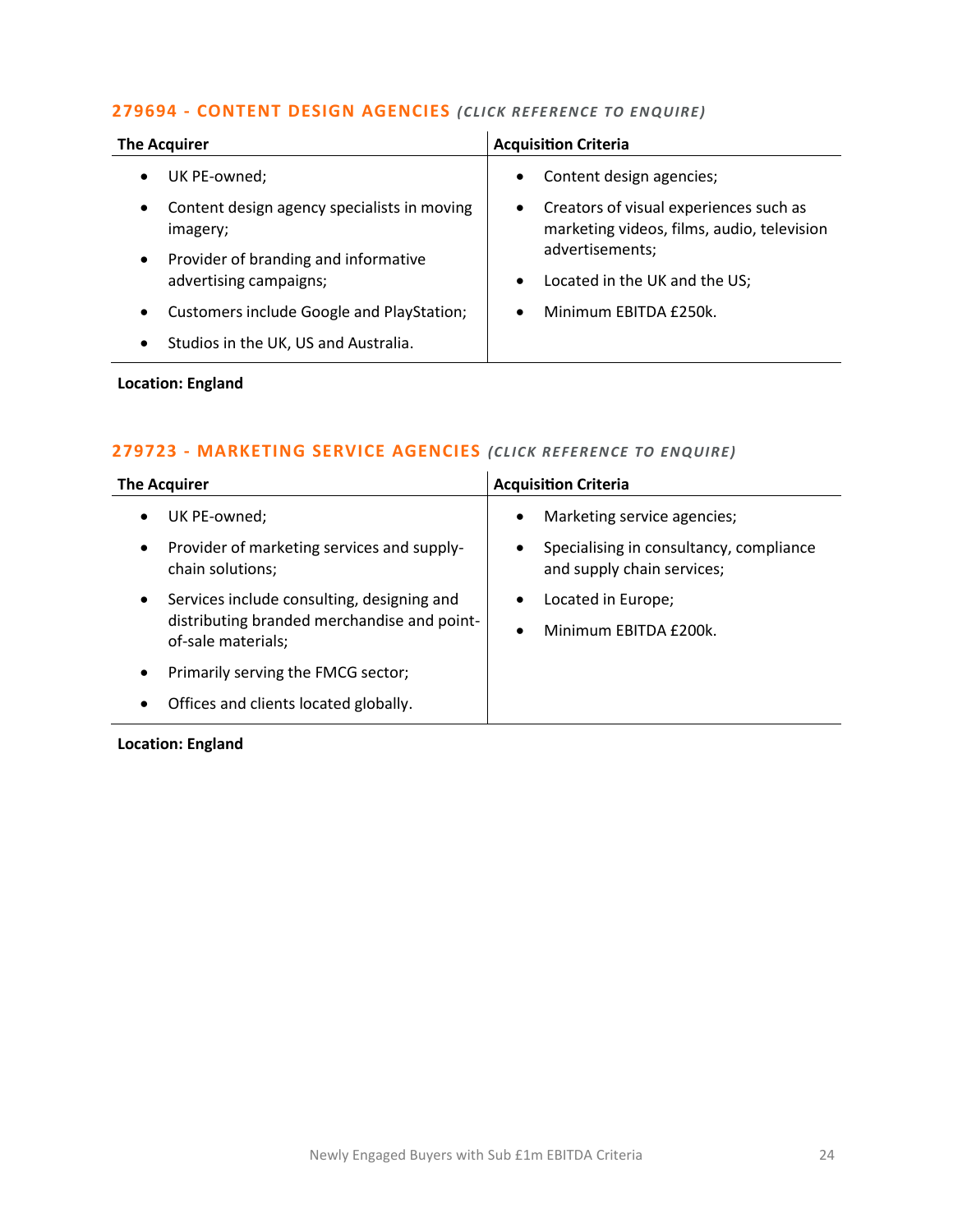### 279694 - CONTENT DESIGN AGENCIES *(CLICK REFERENCE TO ENQUIRE)*

| The Acquirer | Acquisition Criteria |
|---|---|
| • UK PE-owned;<br>• Content design agency specialists in moving imagery;<br>• Provider of branding and informative advertising campaigns;<br>• Customers include Google and PlayStation;<br>• Studios in the UK, US and Australia. | • Content design agencies;<br>• Creators of visual experiences such as marketing videos, films, audio, television advertisements;<br>• Located in the UK and the US;<br>• Minimum EBITDA £250k. |

**Location: England**

### 279723 - MARKETING SERVICE AGENCIES *(CLICK REFERENCE TO ENQUIRE)*

| The Acquirer | Acquisition Criteria |
|---|---|
| • UK PE-owned;<br>• Provider of marketing services and supply-chain solutions;<br>• Services include consulting, designing and distributing branded merchandise and point-of-sale materials;<br>• Primarily serving the FMCG sector;<br>• Offices and clients located globally. | • Marketing service agencies;<br>• Specialising in consultancy, compliance and supply chain services;<br>• Located in Europe;<br>• Minimum EBITDA £200k. |

**Location: England**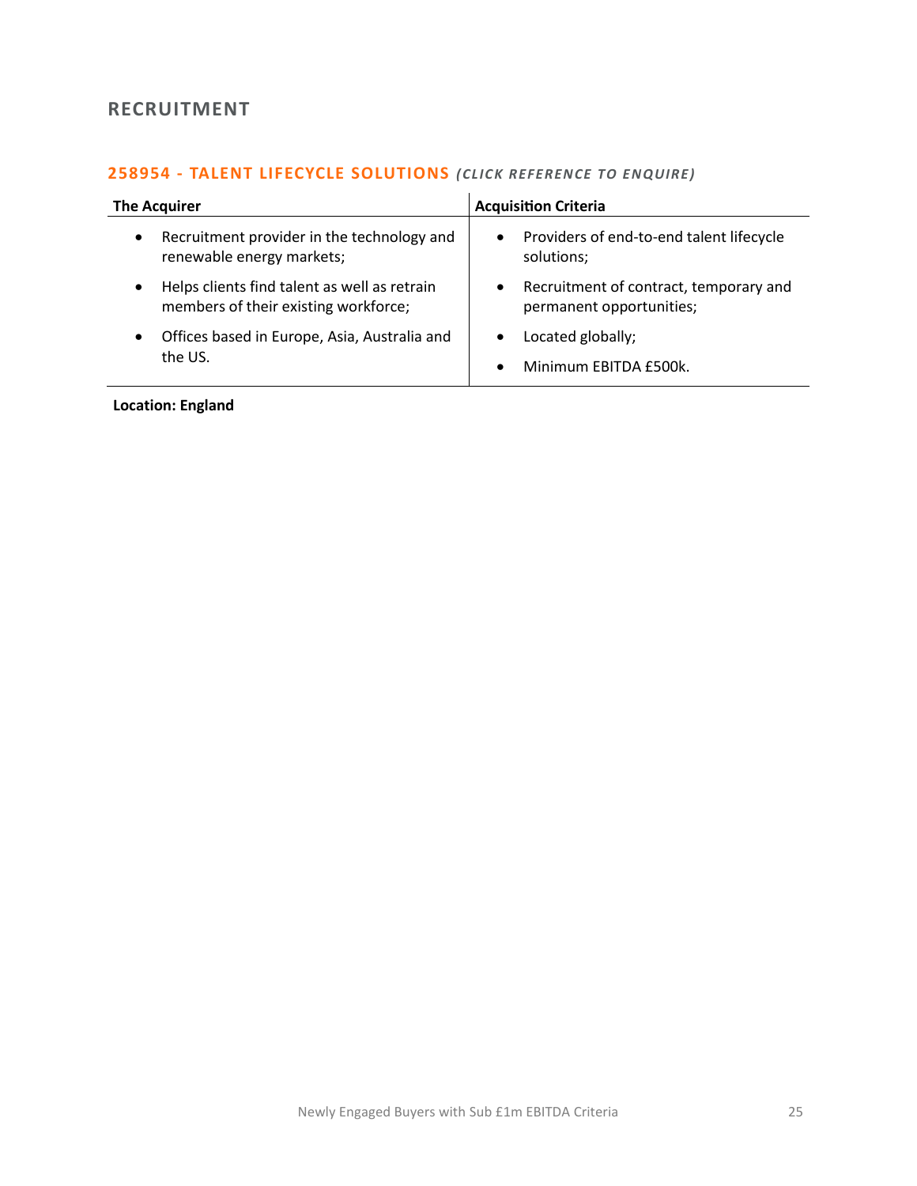## RECRUITMENT

### 258954 - TALENT LIFECYCLE SOLUTIONS *(CLICK REFERENCE TO ENQUIRE)*

| The Acquirer | Acquisition Criteria |
|---|---|
| • Recruitment provider in the technology and renewable energy markets;<br>• Helps clients find talent as well as retrain members of their existing workforce;<br>• Offices based in Europe, Asia, Australia and the US. | • Providers of end-to-end talent lifecycle solutions;<br>• Recruitment of contract, temporary and permanent opportunities;<br>• Located globally;<br>• Minimum EBITDA £500k. |

**Location: England**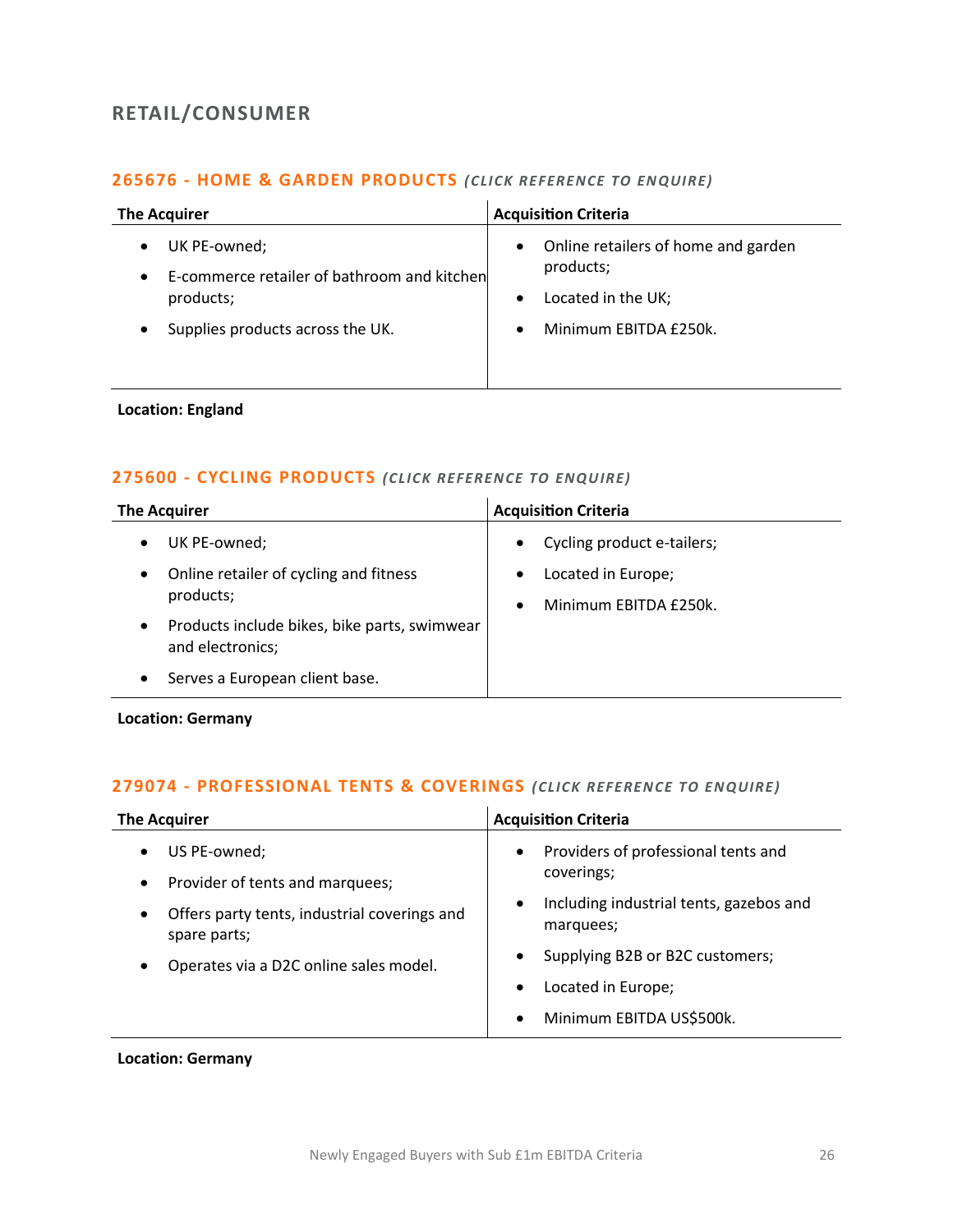## RETAIL/CONSUMER

### 265676 - HOME & GARDEN PRODUCTS *(CLICK REFERENCE TO ENQUIRE)*

| The Acquirer | Acquisition Criteria |
|---|---|
| • UK PE-owned;<br>• E-commerce retailer of bathroom and kitchen products;<br>• Supplies products across the UK. | • Online retailers of home and garden products;<br>• Located in the UK;<br>• Minimum EBITDA £250k. |

**Location: England**

### 275600 - CYCLING PRODUCTS *(CLICK REFERENCE TO ENQUIRE)*

| The Acquirer | Acquisition Criteria |
|---|---|
| • UK PE-owned;<br>• Online retailer of cycling and fitness products;<br>• Products include bikes, bike parts, swimwear and electronics;<br>• Serves a European client base. | • Cycling product e-tailers;<br>• Located in Europe;<br>• Minimum EBITDA £250k. |

**Location: Germany**

### 279074 - PROFESSIONAL TENTS & COVERINGS *(CLICK REFERENCE TO ENQUIRE)*

| The Acquirer | Acquisition Criteria |
|---|---|
| • US PE-owned;<br>• Provider of tents and marquees;<br>• Offers party tents, industrial coverings and spare parts;<br>• Operates via a D2C online sales model. | • Providers of professional tents and coverings;<br>• Including industrial tents, gazebos and marquees;<br>• Supplying B2B or B2C customers;<br>• Located in Europe;<br>• Minimum EBITDA US$500k. |

**Location: Germany**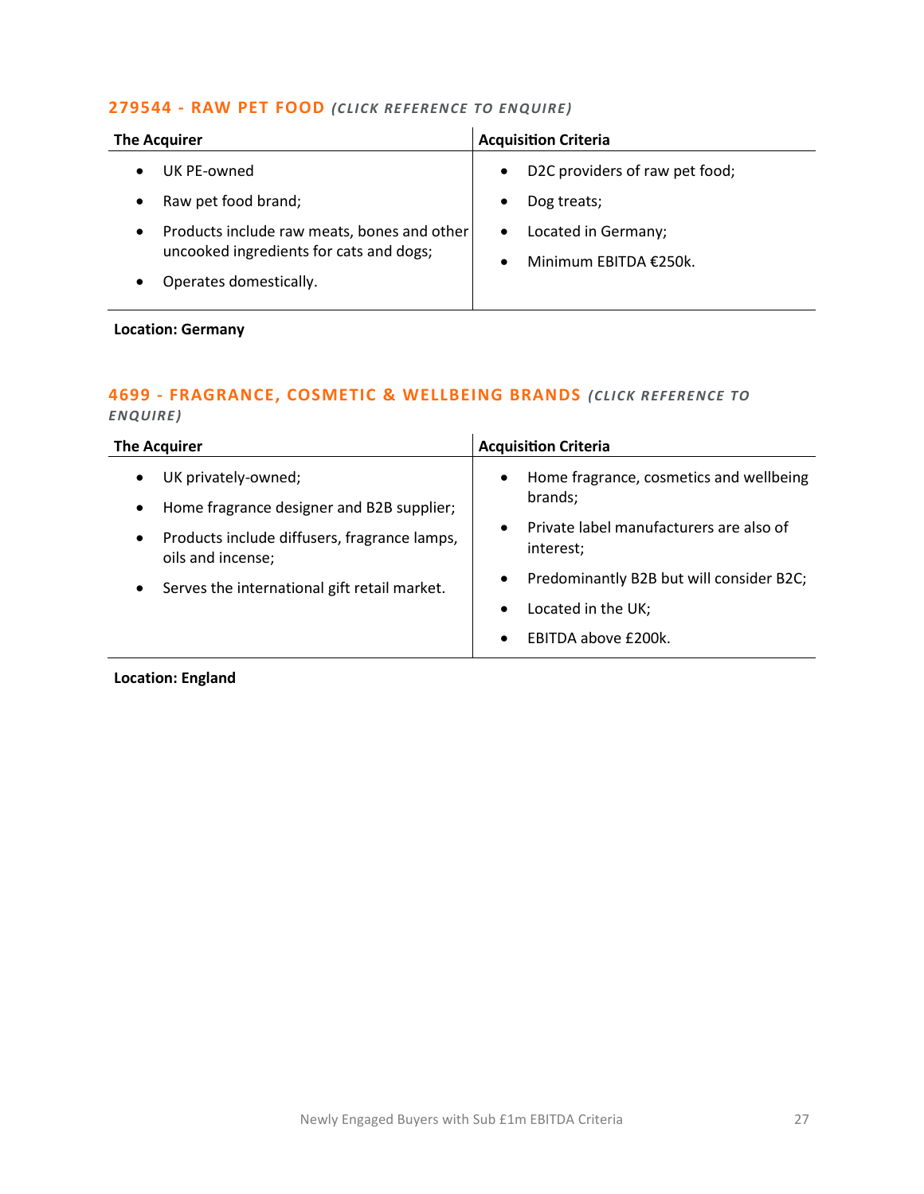### 279544 - RAW PET FOOD *(CLICK REFERENCE TO ENQUIRE)*

| The Acquirer | Acquisition Criteria |
|---|---|
| • UK PE-owned<br>• Raw pet food brand;<br>• Products include raw meats, bones and other uncooked ingredients for cats and dogs;<br>• Operates domestically. | • D2C providers of raw pet food;<br>• Dog treats;<br>• Located in Germany;<br>• Minimum EBITDA €250k. |

**Location: Germany**

### 4699 - FRAGRANCE, COSMETIC & WELLBEING BRANDS *(CLICK REFERENCE TO ENQUIRE)*

| The Acquirer | Acquisition Criteria |
|---|---|
| • UK privately-owned;<br>• Home fragrance designer and B2B supplier;<br>• Products include diffusers, fragrance lamps, oils and incense;<br>• Serves the international gift retail market. | • Home fragrance, cosmetics and wellbeing brands;<br>• Private label manufacturers are also of interest;<br>• Predominantly B2B but will consider B2C;<br>• Located in the UK;<br>• EBITDA above £200k. |

**Location: England**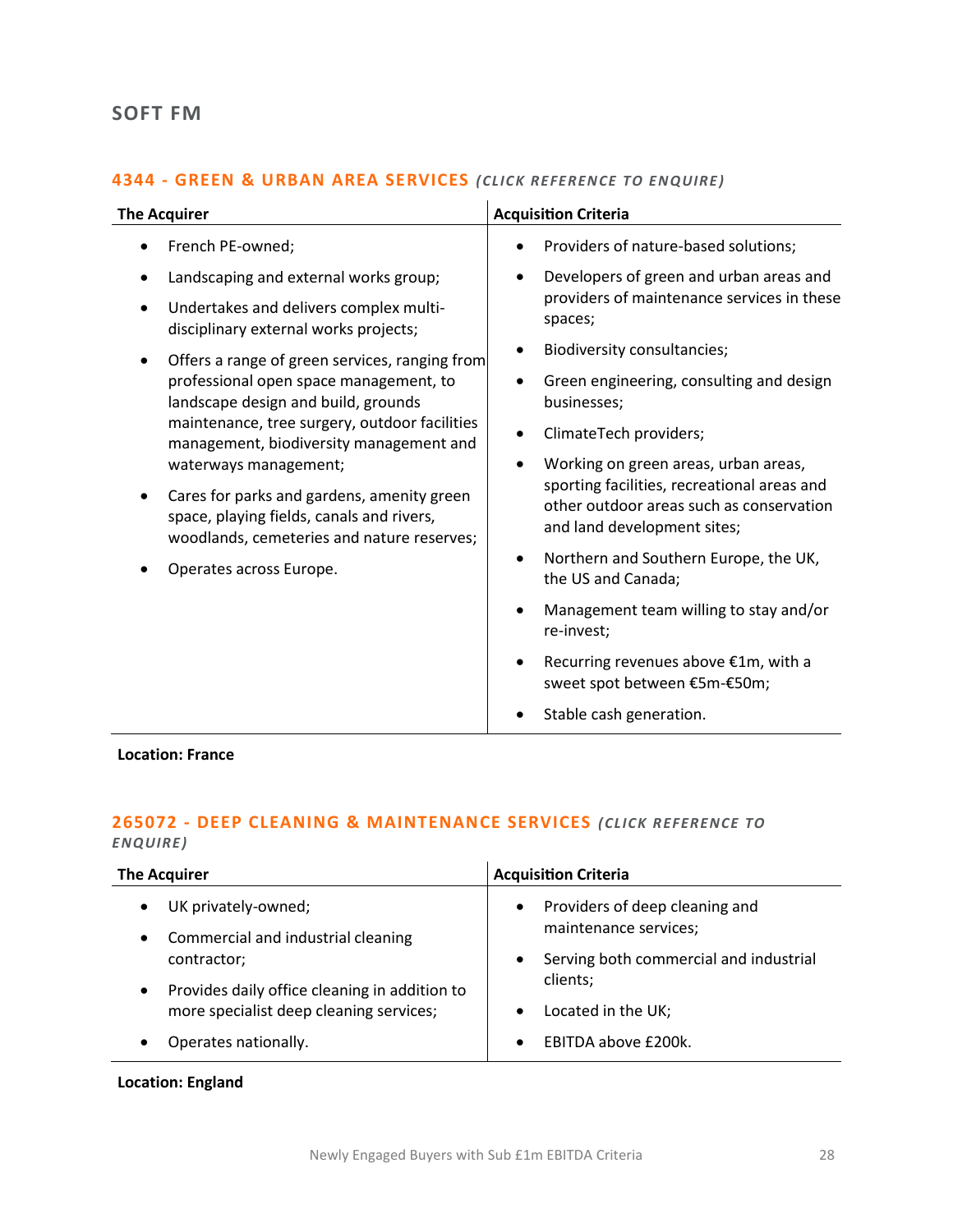## SOFT FM

### 4344 - GREEN & URBAN AREA SERVICES *(CLICK REFERENCE TO ENQUIRE)*

| The Acquirer | Acquisition Criteria |
|---|---|
| • French PE-owned;<br>• Landscaping and external works group;<br>• Undertakes and delivers complex multi-disciplinary external works projects;<br>• Offers a range of green services, ranging from professional open space management, to landscape design and build, grounds maintenance, tree surgery, outdoor facilities management, biodiversity management and waterways management;<br>• Cares for parks and gardens, amenity green space, playing fields, canals and rivers, woodlands, cemeteries and nature reserves;<br>• Operates across Europe. | • Providers of nature-based solutions;<br>• Developers of green and urban areas and providers of maintenance services in these spaces;<br>• Biodiversity consultancies;<br>• Green engineering, consulting and design businesses;<br>• ClimateTech providers;<br>• Working on green areas, urban areas, sporting facilities, recreational areas and other outdoor areas such as conservation and land development sites;<br>• Northern and Southern Europe, the UK, the US and Canada;<br>• Management team willing to stay and/or re-invest;<br>• Recurring revenues above €1m, with a sweet spot between €5m-€50m;<br>• Stable cash generation. |

**Location: France**

### 265072 - DEEP CLEANING & MAINTENANCE SERVICES *(CLICK REFERENCE TO ENQUIRE)*

| The Acquirer | Acquisition Criteria |
|---|---|
| • UK privately-owned;<br>• Commercial and industrial cleaning contractor;<br>• Provides daily office cleaning in addition to more specialist deep cleaning services;<br>• Operates nationally. | • Providers of deep cleaning and maintenance services;<br>• Serving both commercial and industrial clients;<br>• Located in the UK;<br>• EBITDA above £200k. |

**Location: England**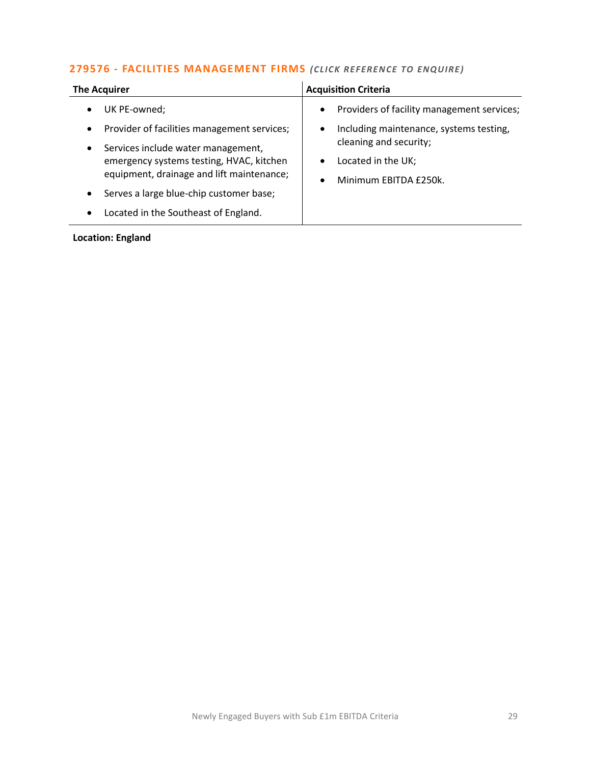## 279576 - FACILITIES MANAGEMENT FIRMS *(CLICK REFERENCE TO ENQUIRE)*

| The Acquirer | Acquisition Criteria |
|---|---|
| • UK PE-owned;<br>• Provider of facilities management services;<br>• Services include water management, emergency systems testing, HVAC, kitchen equipment, drainage and lift maintenance;<br>• Serves a large blue-chip customer base;<br>• Located in the Southeast of England. | • Providers of facility management services;<br>• Including maintenance, systems testing, cleaning and security;<br>• Located in the UK;<br>• Minimum EBITDA £250k. |

**Location: England**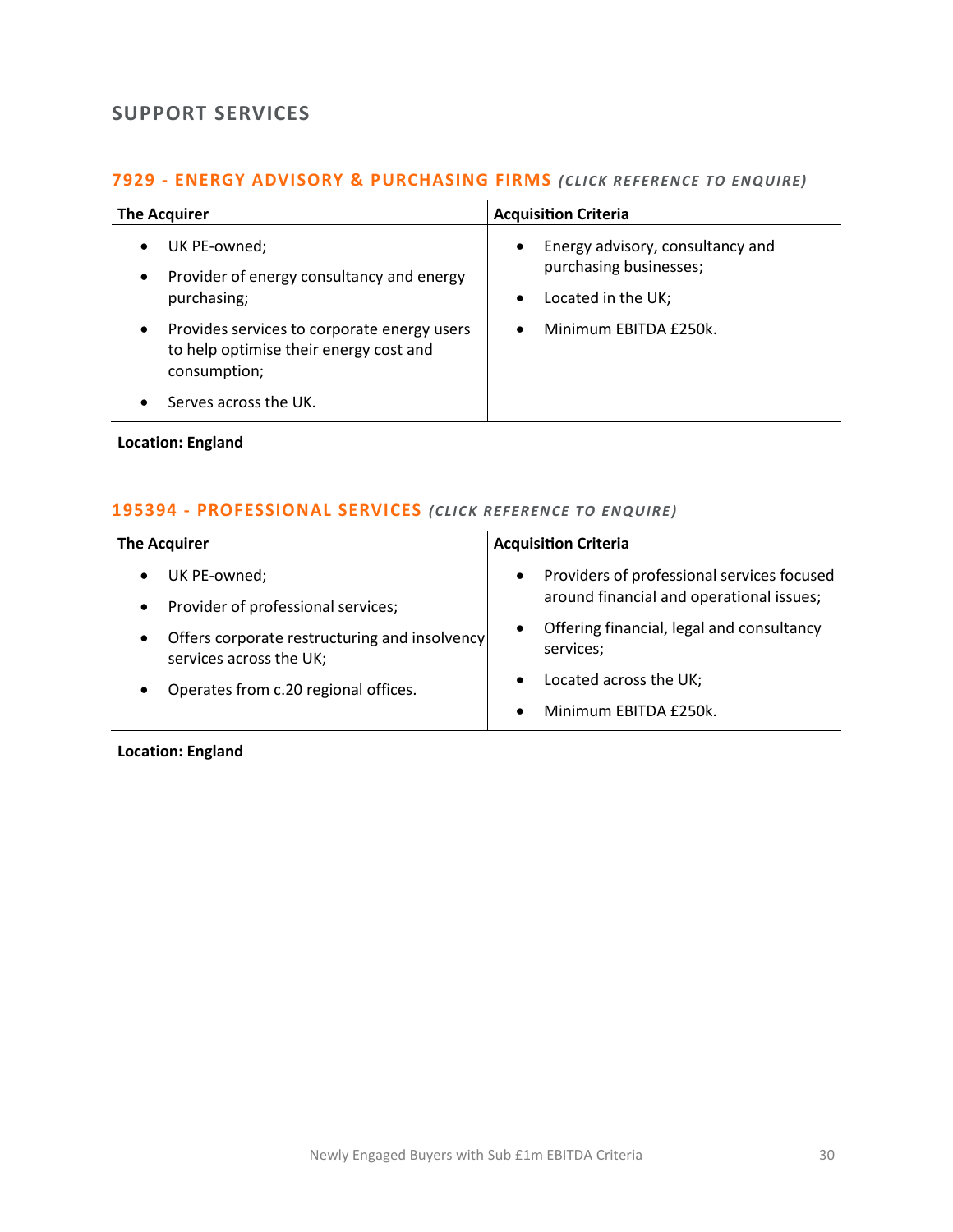## SUPPORT SERVICES

### 7929 - ENERGY ADVISORY & PURCHASING FIRMS *(CLICK REFERENCE TO ENQUIRE)*

| The Acquirer | Acquisition Criteria |
|---|---|
| • UK PE-owned;<br>• Provider of energy consultancy and energy purchasing;<br>• Provides services to corporate energy users to help optimise their energy cost and consumption;<br>• Serves across the UK. | • Energy advisory, consultancy and purchasing businesses;<br>• Located in the UK;<br>• Minimum EBITDA £250k. |

**Location: England**

### 195394 - PROFESSIONAL SERVICES *(CLICK REFERENCE TO ENQUIRE)*

| The Acquirer | Acquisition Criteria |
|---|---|
| • UK PE-owned;<br>• Provider of professional services;<br>• Offers corporate restructuring and insolvency services across the UK;<br>• Operates from c.20 regional offices. | • Providers of professional services focused around financial and operational issues;<br>• Offering financial, legal and consultancy services;<br>• Located across the UK;<br>• Minimum EBITDA £250k. |

**Location: England**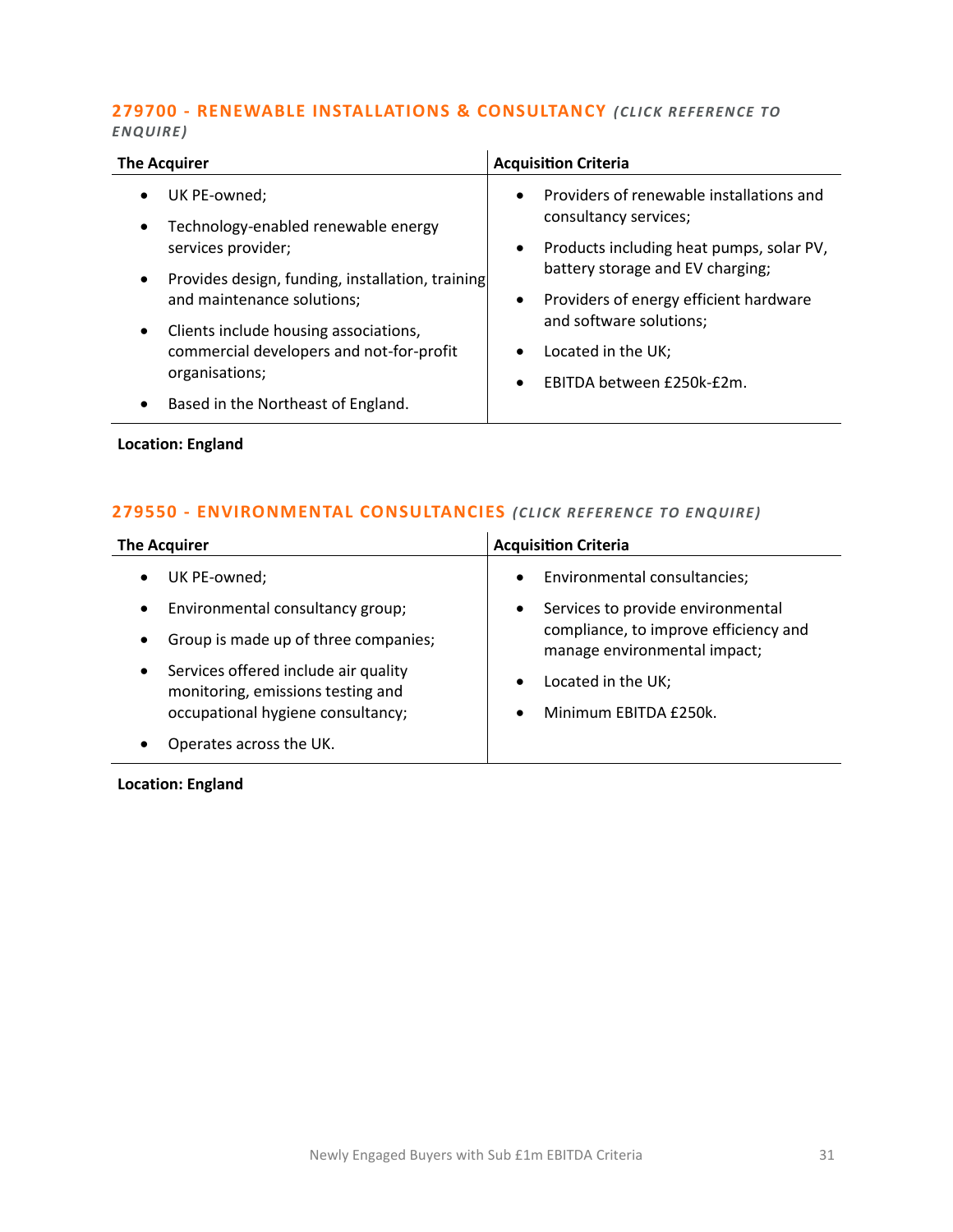### 279700 - RENEWABLE INSTALLATIONS & CONSULTANCY *(CLICK REFERENCE TO ENQUIRE)*

| The Acquirer | Acquisition Criteria |
|---|---|
| • UK PE-owned;<br>• Technology-enabled renewable energy services provider;<br>• Provides design, funding, installation, training and maintenance solutions;<br>• Clients include housing associations, commercial developers and not-for-profit organisations;<br>• Based in the Northeast of England. | • Providers of renewable installations and consultancy services;<br>• Products including heat pumps, solar PV, battery storage and EV charging;<br>• Providers of energy efficient hardware and software solutions;<br>• Located in the UK;<br>• EBITDA between £250k-£2m. |

**Location: England**

### 279550 - ENVIRONMENTAL CONSULTANCIES *(CLICK REFERENCE TO ENQUIRE)*

| The Acquirer | Acquisition Criteria |
|---|---|
| • UK PE-owned;<br>• Environmental consultancy group;<br>• Group is made up of three companies;<br>• Services offered include air quality monitoring, emissions testing and occupational hygiene consultancy;<br>• Operates across the UK. | • Environmental consultancies;<br>• Services to provide environmental compliance, to improve efficiency and manage environmental impact;<br>• Located in the UK;<br>• Minimum EBITDA £250k. |

**Location: England**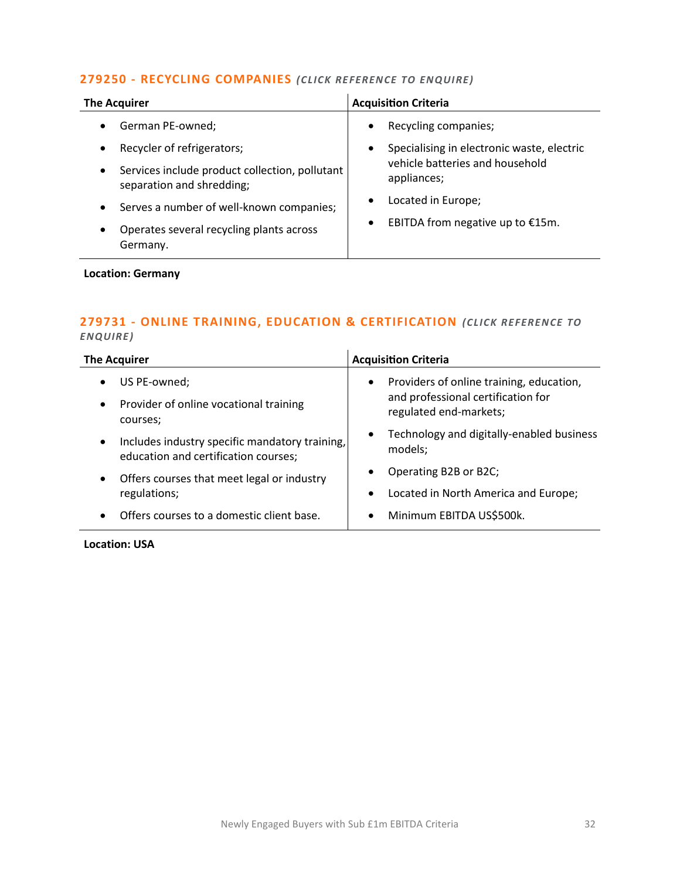## 279250 - RECYCLING COMPANIES *(CLICK REFERENCE TO ENQUIRE)*

| The Acquirer | Acquisition Criteria |
|---|---|
| • German PE-owned;<br>• Recycler of refrigerators;<br>• Services include product collection, pollutant separation and shredding;<br>• Serves a number of well-known companies;<br>• Operates several recycling plants across Germany. | • Recycling companies;<br>• Specialising in electronic waste, electric vehicle batteries and household appliances;<br>• Located in Europe;<br>• EBITDA from negative up to €15m. |

**Location: Germany**

## 279731 - ONLINE TRAINING, EDUCATION & CERTIFICATION *(CLICK REFERENCE TO ENQUIRE)*

| The Acquirer | Acquisition Criteria |
|---|---|
| • US PE-owned;<br>• Provider of online vocational training courses;<br>• Includes industry specific mandatory training, education and certification courses;<br>• Offers courses that meet legal or industry regulations;<br>• Offers courses to a domestic client base. | • Providers of online training, education, and professional certification for regulated end-markets;<br>• Technology and digitally-enabled business models;<br>• Operating B2B or B2C;<br>• Located in North America and Europe;<br>• Minimum EBITDA US$500k. |

**Location: USA**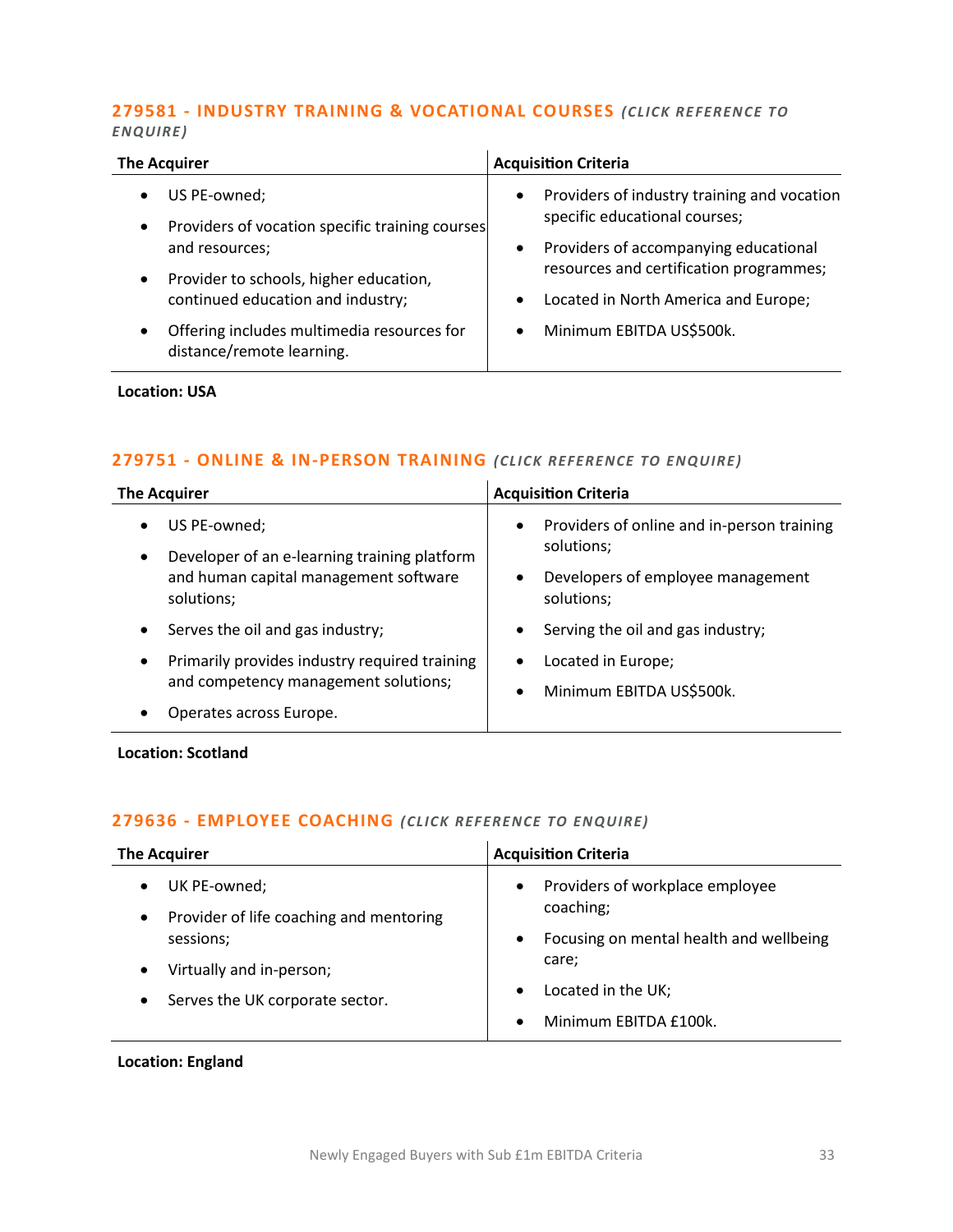### 279581 - INDUSTRY TRAINING & VOCATIONAL COURSES *(CLICK REFERENCE TO ENQUIRE)*

| The Acquirer | Acquisition Criteria |
|---|---|
| • US PE-owned;<br>• Providers of vocation specific training courses and resources;<br>• Provider to schools, higher education, continued education and industry;<br>• Offering includes multimedia resources for distance/remote learning. | • Providers of industry training and vocation specific educational courses;<br>• Providers of accompanying educational resources and certification programmes;<br>• Located in North America and Europe;<br>• Minimum EBITDA US$500k. |

**Location: USA**

### 279751 - ONLINE & IN-PERSON TRAINING *(CLICK REFERENCE TO ENQUIRE)*

| The Acquirer | Acquisition Criteria |
|---|---|
| • US PE-owned;<br>• Developer of an e-learning training platform and human capital management software solutions;<br>• Serves the oil and gas industry;<br>• Primarily provides industry required training and competency management solutions;<br>• Operates across Europe. | • Providers of online and in-person training solutions;<br>• Developers of employee management solutions;<br>• Serving the oil and gas industry;<br>• Located in Europe;<br>• Minimum EBITDA US$500k. |

**Location: Scotland**

### 279636 - EMPLOYEE COACHING *(CLICK REFERENCE TO ENQUIRE)*

| The Acquirer | Acquisition Criteria |
|---|---|
| • UK PE-owned;<br>• Provider of life coaching and mentoring sessions;<br>• Virtually and in-person;<br>• Serves the UK corporate sector. | • Providers of workplace employee coaching;<br>• Focusing on mental health and wellbeing care;<br>• Located in the UK;<br>• Minimum EBITDA £100k. |

**Location: England**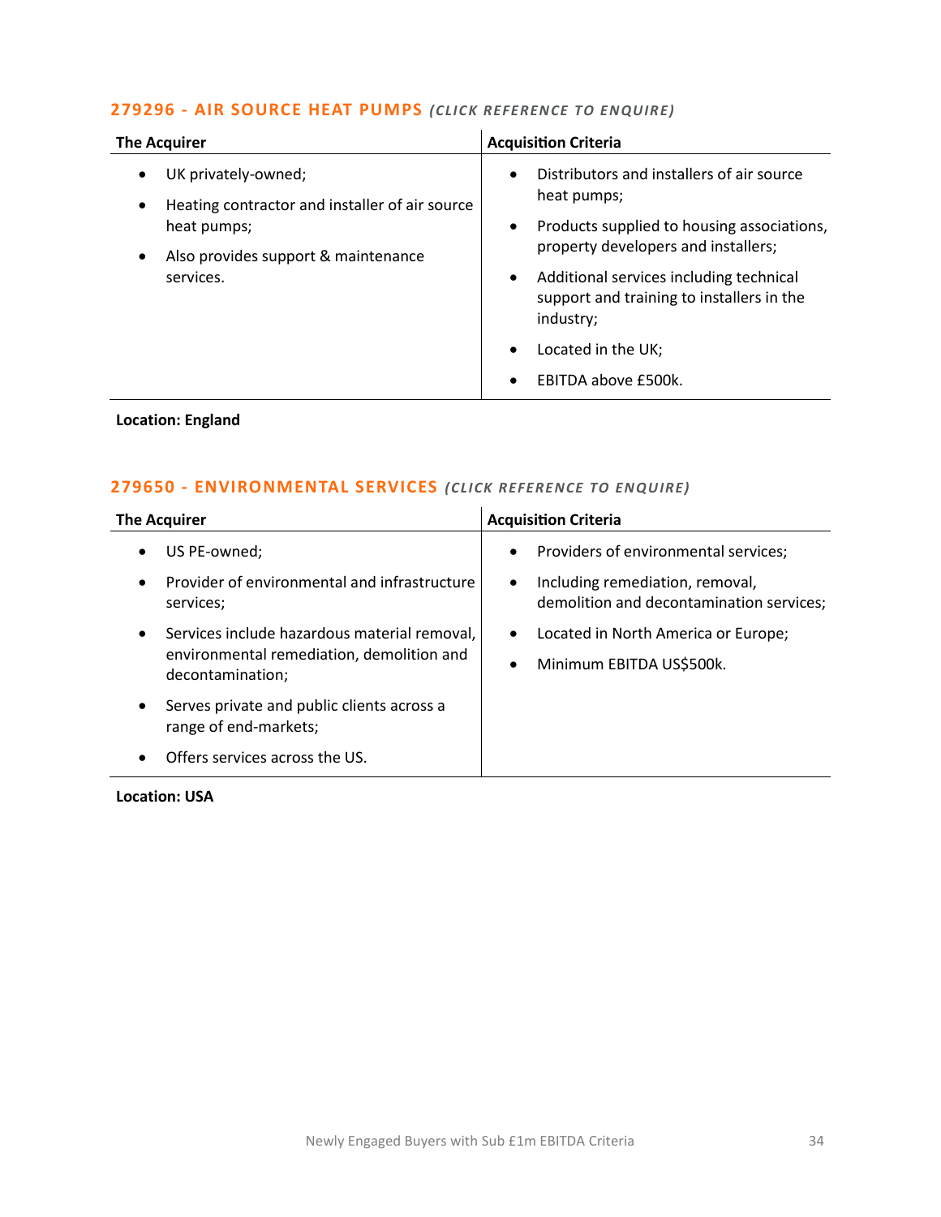## 279296 - AIR SOURCE HEAT PUMPS *(CLICK REFERENCE TO ENQUIRE)*

| The Acquirer | Acquisition Criteria |
|---|---|
| • UK privately-owned;<br>• Heating contractor and installer of air source heat pumps;<br>• Also provides support & maintenance services. | • Distributors and installers of air source heat pumps;<br>• Products supplied to housing associations, property developers and installers;<br>• Additional services including technical support and training to installers in the industry;<br>• Located in the UK;<br>• EBITDA above £500k. |

**Location: England**

## 279650 - ENVIRONMENTAL SERVICES *(CLICK REFERENCE TO ENQUIRE)*

| The Acquirer | Acquisition Criteria |
|---|---|
| • US PE-owned;<br>• Provider of environmental and infrastructure services;<br>• Services include hazardous material removal, environmental remediation, demolition and decontamination;<br>• Serves private and public clients across a range of end-markets;<br>• Offers services across the US. | • Providers of environmental services;<br>• Including remediation, removal, demolition and decontamination services;<br>• Located in North America or Europe;<br>• Minimum EBITDA US$500k. |

**Location: USA**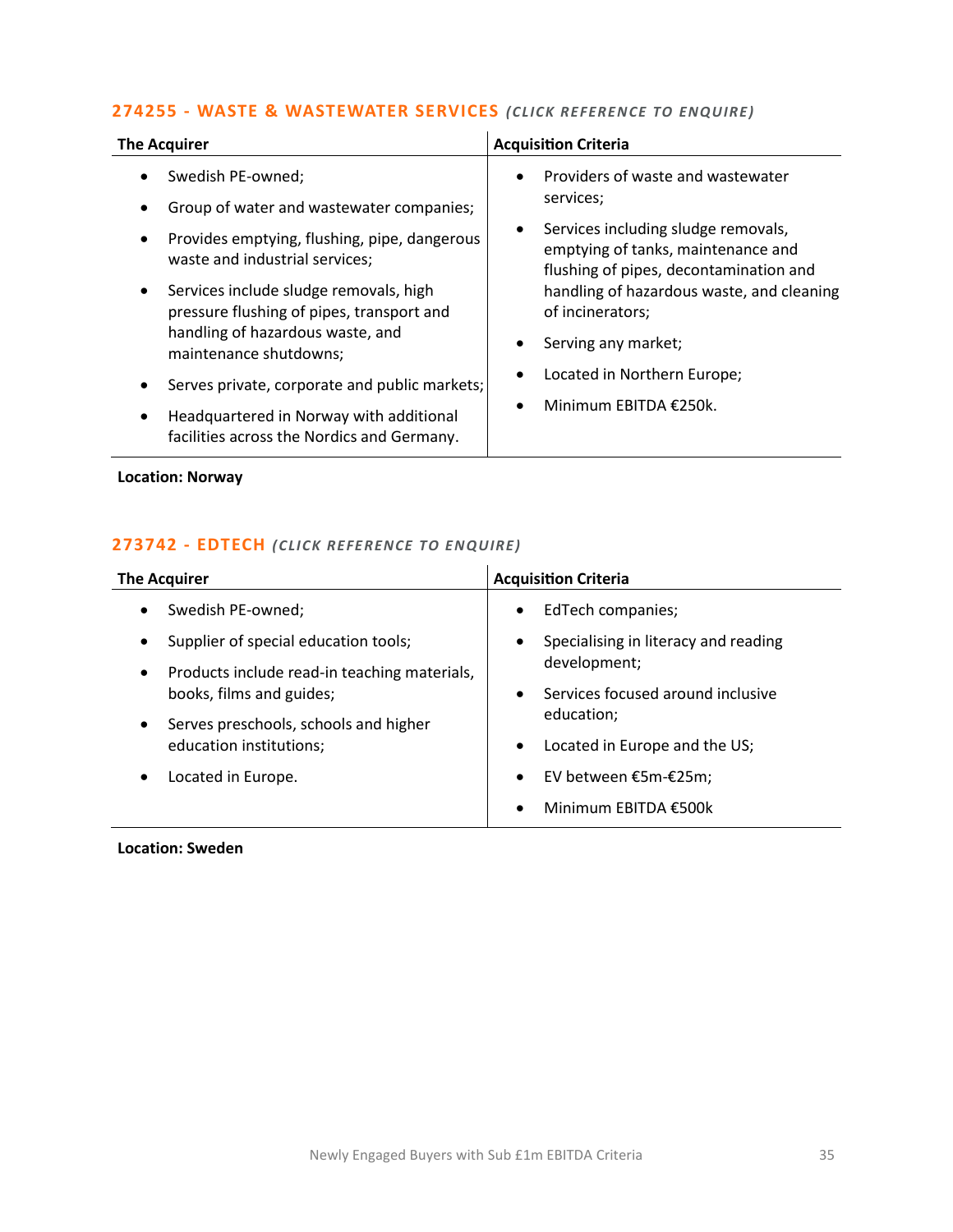### 274255 - WASTE & WASTEWATER SERVICES *(CLICK REFERENCE TO ENQUIRE)*

| The Acquirer | Acquisition Criteria |
| --- | --- |
| • Swedish PE-owned;<br>• Group of water and wastewater companies;<br>• Provides emptying, flushing, pipe, dangerous waste and industrial services;<br>• Services include sludge removals, high pressure flushing of pipes, transport and handling of hazardous waste, and maintenance shutdowns;<br>• Serves private, corporate and public markets;<br>• Headquartered in Norway with additional facilities across the Nordics and Germany. | • Providers of waste and wastewater services;<br>• Services including sludge removals, emptying of tanks, maintenance and flushing of pipes, decontamination and handling of hazardous waste, and cleaning of incinerators;<br>• Serving any market;<br>• Located in Northern Europe;<br>• Minimum EBITDA €250k. |

**Location: Norway**

### 273742 - EDTECH *(CLICK REFERENCE TO ENQUIRE)*

| The Acquirer | Acquisition Criteria |
| --- | --- |
| • Swedish PE-owned;<br>• Supplier of special education tools;<br>• Products include read-in teaching materials, books, films and guides;<br>• Serves preschools, schools and higher education institutions;<br>• Located in Europe. | • EdTech companies;<br>• Specialising in literacy and reading development;<br>• Services focused around inclusive education;<br>• Located in Europe and the US;<br>• EV between €5m-€25m;<br>• Minimum EBITDA €500k |

**Location: Sweden**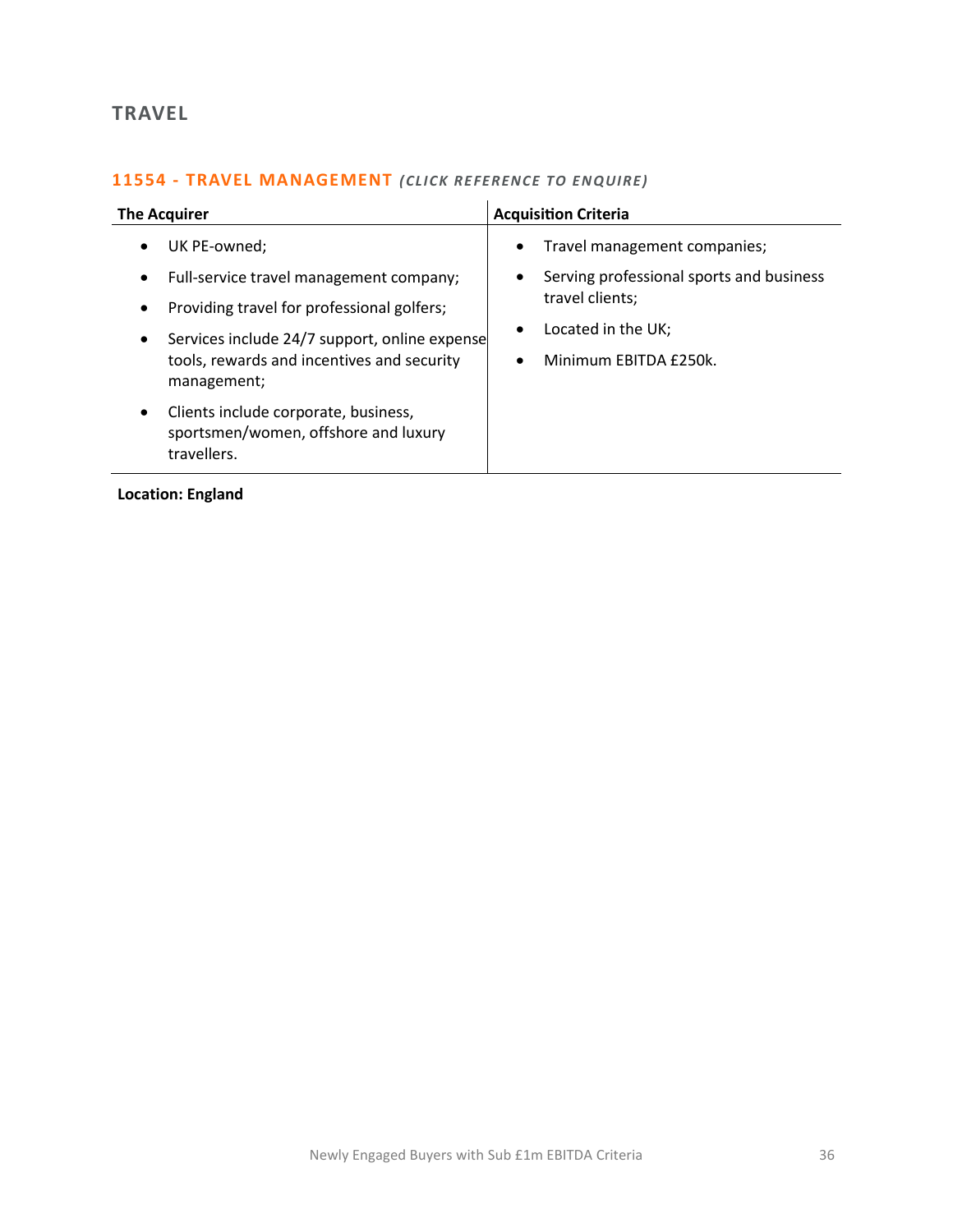## TRAVEL

### 11554 - TRAVEL MANAGEMENT *(CLICK REFERENCE TO ENQUIRE)*

| The Acquirer | Acquisition Criteria |
|---|---|
| • UK PE-owned;<br>• Full-service travel management company;<br>• Providing travel for professional golfers;<br>• Services include 24/7 support, online expense tools, rewards and incentives and security management;<br>• Clients include corporate, business, sportsmen/women, offshore and luxury travellers. | • Travel management companies;<br>• Serving professional sports and business travel clients;<br>• Located in the UK;<br>• Minimum EBITDA £250k. |

**Location: England**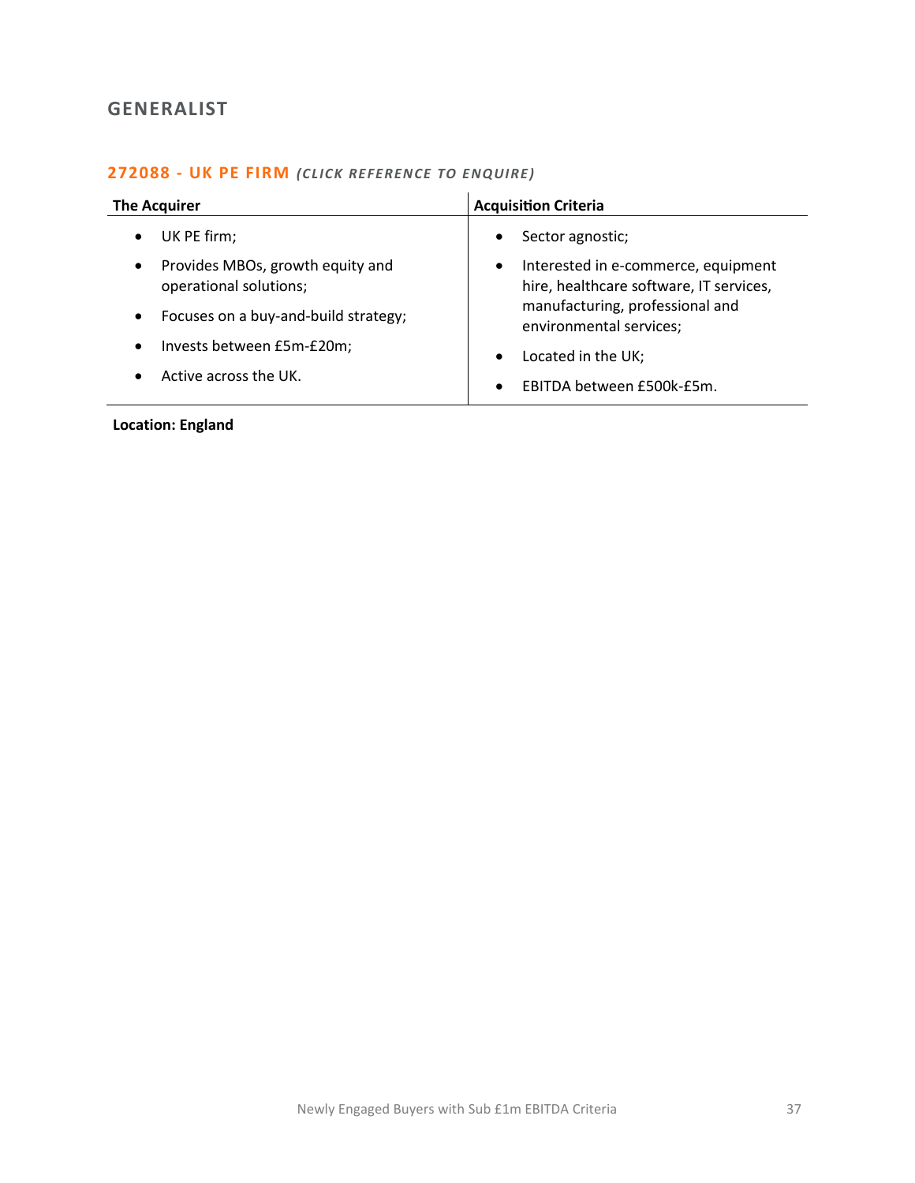## GENERALIST

### 272088 - UK PE FIRM *(CLICK REFERENCE TO ENQUIRE)*

| The Acquirer | Acquisition Criteria |
| --- | --- |
| • UK PE firm;<br>• Provides MBOs, growth equity and operational solutions;<br>• Focuses on a buy-and-build strategy;<br>• Invests between £5m-£20m;<br>• Active across the UK. | • Sector agnostic;<br>• Interested in e-commerce, equipment hire, healthcare software, IT services, manufacturing, professional and environmental services;<br>• Located in the UK;<br>• EBITDA between £500k-£5m. |

**Location: England**